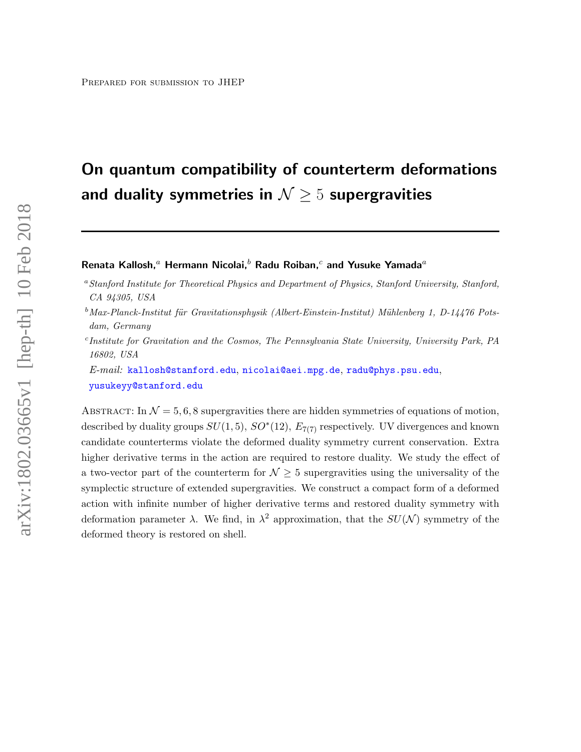Prepared for submission to JHEP

# On quantum compatibility of counterterm deformations and duality symmetries in $\mathcal{N} \geq 5$ supergravities

**Renata Kallosh,[a] Hermann Nicolai,[b] Radu Roiban,[c] and Yusuke Yamada[a]**

[a] *Stanford Institute for Theoretical Physics and Department of Physics, Stanford University, Stanford, CA 94305, USA*

[b] *Max-Planck-Institut für Gravitationsphysik (Albert-Einstein-Institut) Mühlenberg 1, D-14476 Potsdam, Germany*

[c] *Institute for Gravitation and the Cosmos, The Pennsylvania State University, University Park, PA 16802, USA*

*E-mail:* kallosh@stanford.edu, nicolai@aei.mpg.de, radu@phys.psu.edu, yusukeyy@stanford.edu

Abstract: In $\mathcal{N} = 5, 6, 8$ supergravities there are hidden symmetries of equations of motion, described by duality groups $SU(1,5)$, $SO^*(12)$, $E_{7(7)}$ respectively. UV divergences and known candidate counterterms violate the deformed duality symmetry current conservation. Extra higher derivative terms in the action are required to restore duality. We study the effect of a two-vector part of the counterterm for $\mathcal{N} \geq 5$ supergravities using the universality of the symplectic structure of extended supergravities. We construct a compact form of a deformed action with infinite number of higher derivative terms and restored duality symmetry with deformation parameter $\lambda$. We find, in $\lambda^2$ approximation, that the $SU(\mathcal{N})$ symmetry of the deformed theory is restored on shell.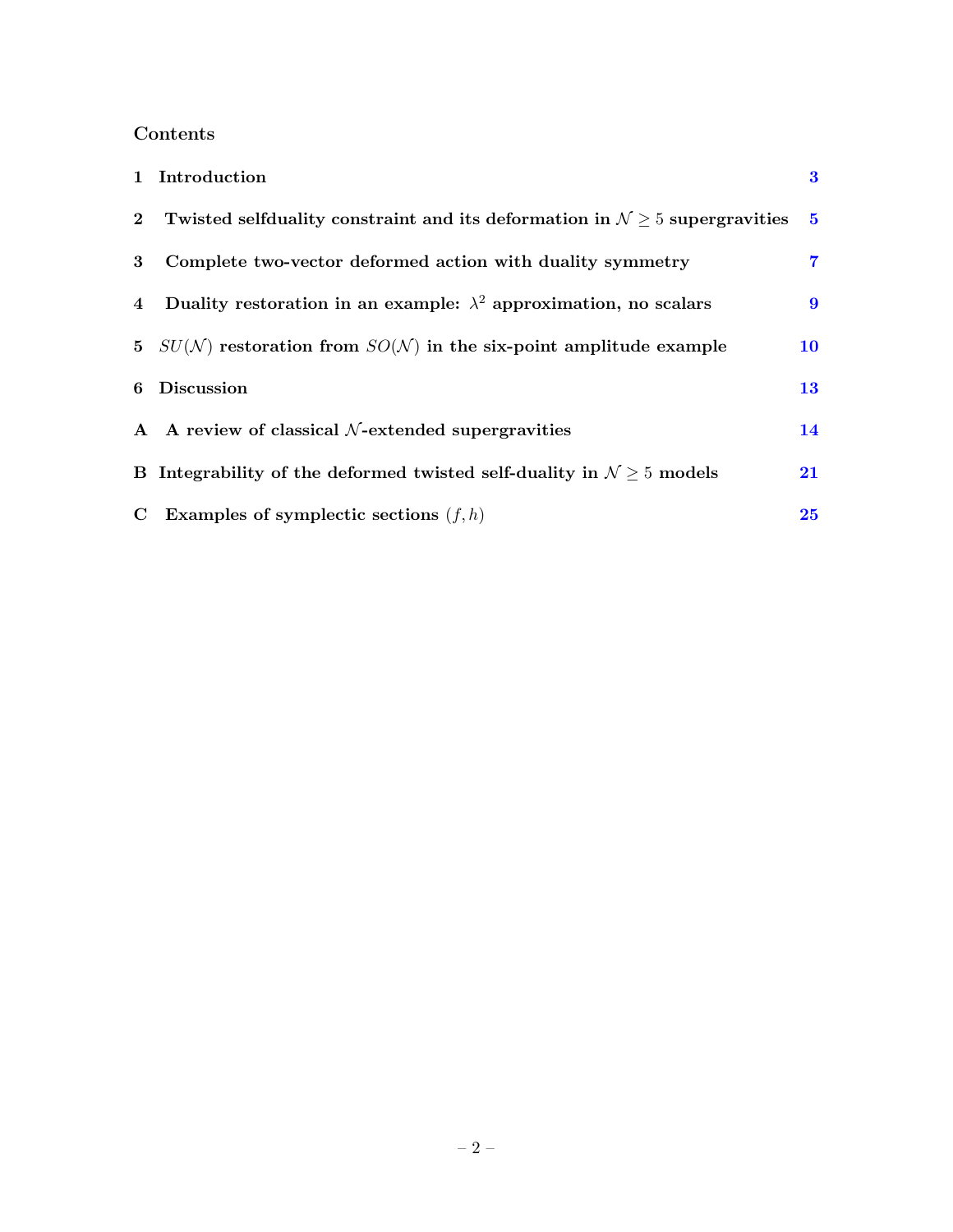## Contents

1 Introduction 3

2 Twisted selfduality constraint and its deformation in $\mathcal{N} \geq 5$ supergravities 5

3 Complete two-vector deformed action with duality symmetry 7

4 Duality restoration in an example: $\lambda^2$ approximation, no scalars 9

5 $SU(\mathcal{N})$ restoration from $SO(\mathcal{N})$ in the six-point amplitude example 10

6 Discussion 13

A A review of classical $\mathcal{N}$-extended supergravities 14

B Integrability of the deformed twisted self-duality in $\mathcal{N} \geq 5$ models 21

C Examples of symplectic sections $(f, h)$ 25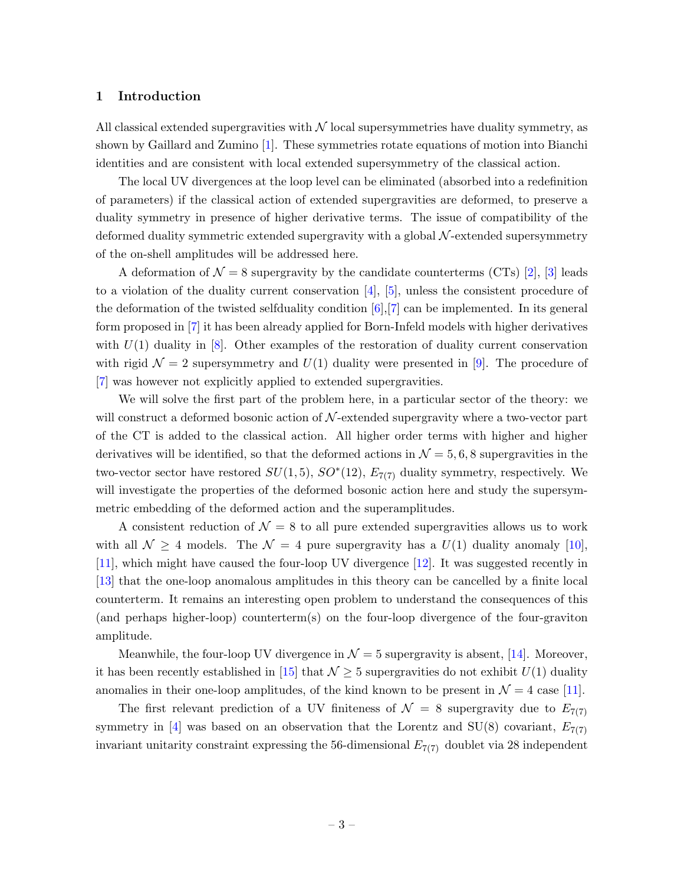## 1 Introduction

All classical extended supergravities with $\mathcal{N}$ local supersymmetries have duality symmetry, as shown by Gaillard and Zumino [1]. These symmetries rotate equations of motion into Bianchi identities and are consistent with local extended supersymmetry of the classical action.

The local UV divergences at the loop level can be eliminated (absorbed into a redefinition of parameters) if the classical action of extended supergravities are deformed, to preserve a duality symmetry in presence of higher derivative terms. The issue of compatibility of the deformed duality symmetric extended supergravity with a global $\mathcal{N}$-extended supersymmetry of the on-shell amplitudes will be addressed here.

A deformation of $\mathcal{N} = 8$ supergravity by the candidate counterterms (CTs) [2], [3] leads to a violation of the duality current conservation [4], [5], unless the consistent procedure of the deformation of the twisted selfduality condition [6],[7] can be implemented. In its general form proposed in [7] it has been already applied for Born-Infeld models with higher derivatives with $U(1)$ duality in [8]. Other examples of the restoration of duality current conservation with rigid $\mathcal{N} = 2$ supersymmetry and $U(1)$ duality were presented in [9]. The procedure of [7] was however not explicitly applied to extended supergravities.

We will solve the first part of the problem here, in a particular sector of the theory: we will construct a deformed bosonic action of $\mathcal{N}$-extended supergravity where a two-vector part of the CT is added to the classical action. All higher order terms with higher and higher derivatives will be identified, so that the deformed actions in $\mathcal{N} = 5, 6, 8$ supergravities in the two-vector sector have restored $SU(1,5)$, $SO^*(12)$, $E_{7(7)}$ duality symmetry, respectively. We will investigate the properties of the deformed bosonic action here and study the supersymmetric embedding of the deformed action and the superamplitudes.

A consistent reduction of $\mathcal{N} = 8$ to all pure extended supergravities allows us to work with all $\mathcal{N} \geq 4$ models. The $\mathcal{N} = 4$ pure supergravity has a $U(1)$ duality anomaly [10], [11], which might have caused the four-loop UV divergence [12]. It was suggested recently in [13] that the one-loop anomalous amplitudes in this theory can be cancelled by a finite local counterterm. It remains an interesting open problem to understand the consequences of this (and perhaps higher-loop) counterterm(s) on the four-loop divergence of the four-graviton amplitude.

Meanwhile, the four-loop UV divergence in $\mathcal{N} = 5$ supergravity is absent, [14]. Moreover, it has been recently established in [15] that $\mathcal{N} \geq 5$ supergravities do not exhibit $U(1)$ duality anomalies in their one-loop amplitudes, of the kind known to be present in $\mathcal{N} = 4$ case [11].

The first relevant prediction of a UV finiteness of $\mathcal{N} = 8$ supergravity due to $E_{7(7)}$ symmetry in [4] was based on an observation that the Lorentz and SU(8) covariant, $E_{7(7)}$ invariant unitarity constraint expressing the 56-dimensional $E_{7(7)}$ doublet via 28 independent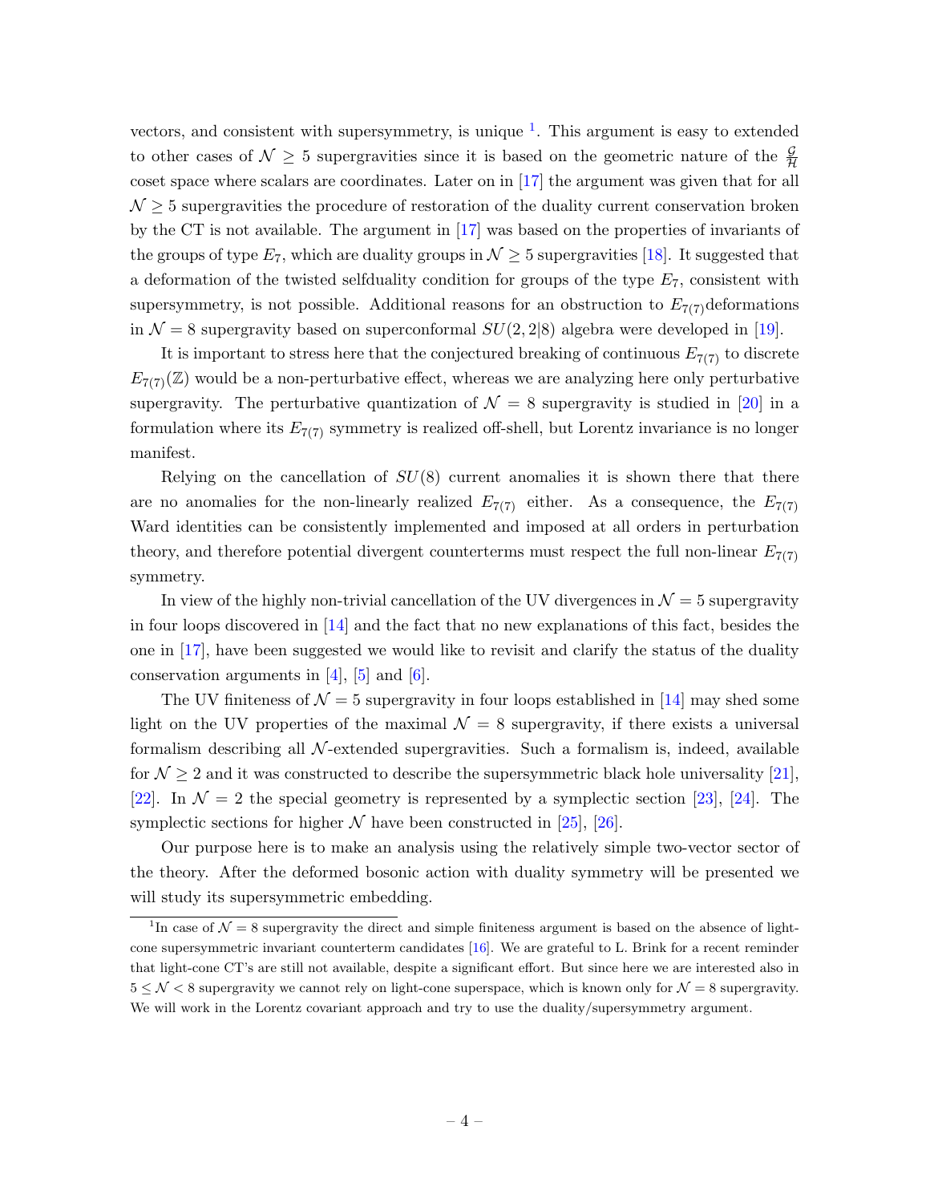vectors, and consistent with supersymmetry, is unique [1]. This argument is easy to extended to other cases of $\mathcal{N} \geq 5$ supergravities since it is based on the geometric nature of the $\frac{\mathcal{G}}{\mathcal{H}}$ coset space where scalars are coordinates. Later on in [17] the argument was given that for all $\mathcal{N} \geq 5$ supergravities the procedure of restoration of the duality current conservation broken by the CT is not available. The argument in [17] was based on the properties of invariants of the groups of type $E_7$, which are duality groups in $\mathcal{N} \geq 5$ supergravities [18]. It suggested that a deformation of the twisted selfduality condition for groups of the type $E_7$, consistent with supersymmetry, is not possible. Additional reasons for an obstruction to $E_{7(7)}$deformations in $\mathcal{N} = 8$ supergravity based on superconformal $SU(2,2|8)$ algebra were developed in [19].

It is important to stress here that the conjectured breaking of continuous $E_{7(7)}$ to discrete $E_{7(7)}(\mathbb{Z})$ would be a non-perturbative effect, whereas we are analyzing here only perturbative supergravity. The perturbative quantization of $\mathcal{N} = 8$ supergravity is studied in [20] in a formulation where its $E_{7(7)}$ symmetry is realized off-shell, but Lorentz invariance is no longer manifest.

Relying on the cancellation of $SU(8)$ current anomalies it is shown there that there are no anomalies for the non-linearly realized $E_{7(7)}$ either. As a consequence, the $E_{7(7)}$ Ward identities can be consistently implemented and imposed at all orders in perturbation theory, and therefore potential divergent counterterms must respect the full non-linear $E_{7(7)}$ symmetry.

In view of the highly non-trivial cancellation of the UV divergences in $\mathcal{N} = 5$ supergravity in four loops discovered in [14] and the fact that no new explanations of this fact, besides the one in [17], have been suggested we would like to revisit and clarify the status of the duality conservation arguments in [4], [5] and [6].

The UV finiteness of $\mathcal{N} = 5$ supergravity in four loops established in [14] may shed some light on the UV properties of the maximal $\mathcal{N} = 8$ supergravity, if there exists a universal formalism describing all $\mathcal{N}$-extended supergravities. Such a formalism is, indeed, available for $\mathcal{N} \geq 2$ and it was constructed to describe the supersymmetric black hole universality [21], [22]. In $\mathcal{N} = 2$ the special geometry is represented by a symplectic section [23], [24]. The symplectic sections for higher $\mathcal{N}$ have been constructed in [25], [26].

Our purpose here is to make an analysis using the relatively simple two-vector sector of the theory. After the deformed bosonic action with duality symmetry will be presented we will study its supersymmetric embedding.

---

[1] In case of $\mathcal{N} = 8$ supergravity the direct and simple finiteness argument is based on the absence of light-cone supersymmetric invariant counterterm candidates [16]. We are grateful to L. Brink for a recent reminder that light-cone CT's are still not available, despite a significant effort. But since here we are interested also in $5 \leq \mathcal{N} < 8$ supergravity we cannot rely on light-cone superspace, which is known only for $\mathcal{N} = 8$ supergravity. We will work in the Lorentz covariant approach and try to use the duality/supersymmetry argument.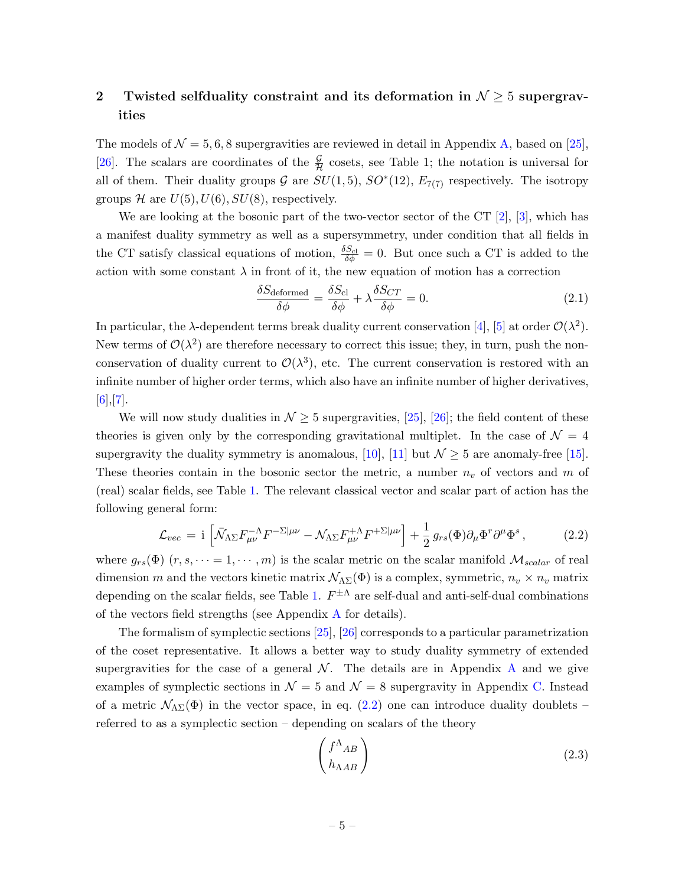## 2 Twisted selfduality constraint and its deformation in $\mathcal{N} \geq 5$ supergravities

The models of $\mathcal{N} = 5, 6, 8$ supergravities are reviewed in detail in Appendix A, based on [25], [26]. The scalars are coordinates of the $\frac{\mathcal{G}}{\mathcal{H}}$ cosets, see Table 1; the notation is universal for all of them. Their duality groups $\mathcal{G}$ are $SU(1,5)$, $SO^*(12)$, $E_{7(7)}$ respectively. The isotropy groups $\mathcal{H}$ are $U(5), U(6), SU(8)$, respectively.

We are looking at the bosonic part of the two-vector sector of the CT [2], [3], which has a manifest duality symmetry as well as a supersymmetry, under condition that all fields in the CT satisfy classical equations of motion, $\frac{\delta S_{\rm cl}}{\delta \phi} = 0$. But once such a CT is added to the action with some constant $\lambda$ in front of it, the new equation of motion has a correction

$$\frac{\delta S_{\rm deformed}}{\delta \phi} = \frac{\delta S_{\rm cl}}{\delta \phi} + \lambda \frac{\delta S_{CT}}{\delta \phi} = 0. \tag{2.1}$$

In particular, the $\lambda$-dependent terms break duality current conservation [4], [5] at order $\mathcal{O}(\lambda^2)$. New terms of $\mathcal{O}(\lambda^2)$ are therefore necessary to correct this issue; they, in turn, push the non-conservation of duality current to $\mathcal{O}(\lambda^3)$, etc. The current conservation is restored with an infinite number of higher order terms, which also have an infinite number of higher derivatives, [6],[7].

We will now study dualities in $\mathcal{N} \geq 5$ supergravities, [25], [26]; the field content of these theories is given only by the corresponding gravitational multiplet. In the case of $\mathcal{N} = 4$ supergravity the duality symmetry is anomalous, [10], [11] but $\mathcal{N} \geq 5$ are anomaly-free [15]. These theories contain in the bosonic sector the metric, a number $n_v$ of vectors and $m$ of (real) scalar fields, see Table 1. The relevant classical vector and scalar part of action has the following general form:

$$\mathcal{L}_{vec} = {\rm i} \left[ \bar{\mathcal{N}}_{\Lambda\Sigma} F^{-\Lambda}_{\mu\nu} F^{-\Sigma|\mu\nu} - \mathcal{N}_{\Lambda\Sigma} F^{+\Lambda}_{\mu\nu} F^{+\Sigma|\mu\nu} \right] + \frac{1}{2}\, g_{rs}(\Phi) \partial_\mu \Phi^r \partial^\mu \Phi^s \,, \tag{2.2}$$

where $g_{rs}(\Phi)$ $(r, s, \cdots = 1, \cdots, m)$ is the scalar metric on the scalar manifold $\mathcal{M}_{scalar}$ of real dimension $m$ and the vectors kinetic matrix $\mathcal{N}_{\Lambda\Sigma}(\Phi)$ is a complex, symmetric, $n_v \times n_v$ matrix depending on the scalar fields, see Table 1. $F^{\pm\Lambda}$ are self-dual and anti-self-dual combinations of the vectors field strengths (see Appendix A for details).

The formalism of symplectic sections [25], [26] corresponds to a particular parametrization of the coset representative. It allows a better way to study duality symmetry of extended supergravities for the case of a general $\mathcal{N}$. The details are in Appendix A and we give examples of symplectic sections in $\mathcal{N} = 5$ and $\mathcal{N} = 8$ supergravity in Appendix C. Instead of a metric $\mathcal{N}_{\Lambda\Sigma}(\Phi)$ in the vector space, in eq. (2.2) one can introduce duality doublets – referred to as a symplectic section – depending on scalars of the theory

$$\begin{pmatrix} f^{\Lambda}{}_{AB} \\ h_{\Lambda AB} \end{pmatrix} \tag{2.3}$$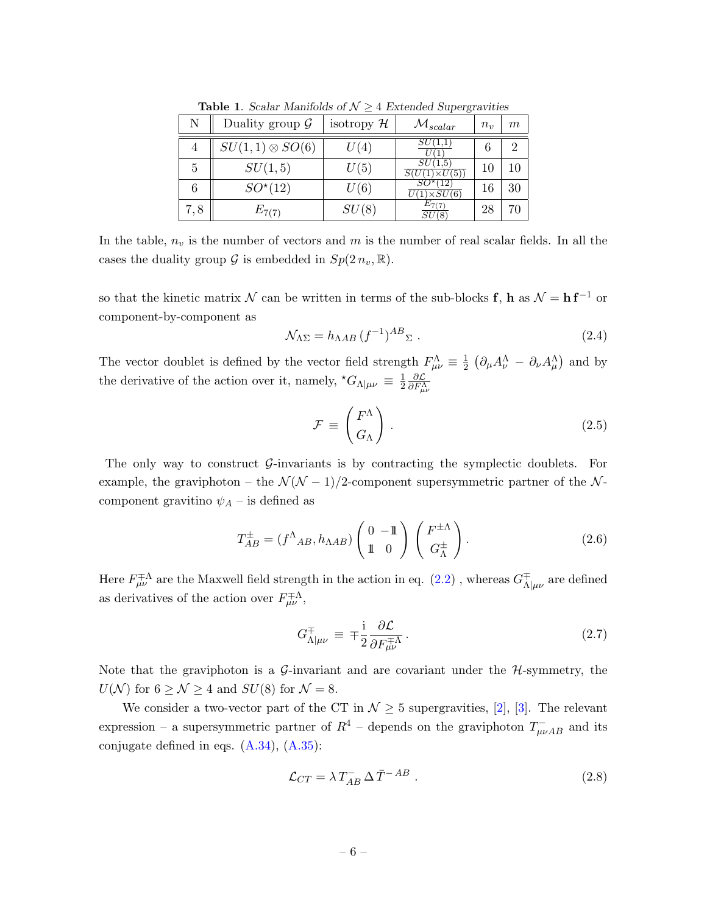**Table 1**. *Scalar Manifolds of $\mathcal{N} \geq 4$ Extended Supergravities*

| N | Duality group $\mathcal{G}$ | isotropy $\mathcal{H}$ | $\mathcal{M}_{scalar}$ | $n_v$ | $m$ |
|---|---|---|---|---|---|
| 4 | $SU(1,1) \otimes SO(6)$ | $U(4)$ | $\frac{SU(1,1)}{U(1)}$ | 6 | 2 |
| 5 | $SU(1,5)$ | $U(5)$ | $\frac{SU(1,5)}{S(U(1)\times U(5))}$ | 10 | 10 |
| 6 | $SO^\star(12)$ | $U(6)$ | $\frac{SO^\star(12)}{U(1)\times SU(6)}$ | 16 | 30 |
| 7, 8 | $E_{7(7)}$ | $SU(8)$ | $\frac{E_{7(7)}}{SU(8)}$ | 28 | 70 |

In the table, $n_v$ is the number of vectors and $m$ is the number of real scalar fields. In all the cases the duality group $\mathcal{G}$ is embedded in $Sp(2\,n_v, \mathbb{R})$.

so that the kinetic matrix $\mathcal{N}$ can be written in terms of the sub-blocks $\mathbf{f}$, $\mathbf{h}$ as $\mathcal{N} = \mathbf{h}\,\mathbf{f}^{-1}$ or component-by-component as

$$\mathcal{N}_{\Lambda\Sigma} = h_{\Lambda AB}\,(f^{-1})^{AB}{}_{\Sigma}\ . \tag{2.4}$$

The vector doublet is defined by the vector field strength $F^\Lambda_{\mu\nu} \equiv \frac{1}{2}\left(\partial_\mu A^\Lambda_\nu - \partial_\nu A^\Lambda_\mu\right)$ and by the derivative of the action over it, namely, ${}^\star G_{\Lambda|\mu\nu} \equiv \frac{1}{2}\frac{\partial\mathcal{L}}{\partial F^\Lambda_{\mu\nu}}$

$$\mathcal{F} \equiv \begin{pmatrix} F^\Lambda \\ G_\Lambda \end{pmatrix}\ . \tag{2.5}$$

The only way to construct $\mathcal{G}$-invariants is by contracting the symplectic doublets. For example, the graviphoton – the $\mathcal{N}(\mathcal{N}-1)/2$-component supersymmetric partner of the $\mathcal{N}$-component gravitino $\psi_A$ – is defined as

$$T^\pm_{AB} = (f^\Lambda{}_{AB}, h_{\Lambda AB})\begin{pmatrix} 0 & -\mathbb{1} \\ \mathbb{1} & 0 \end{pmatrix}\begin{pmatrix} F^{\pm\Lambda} \\ G^\pm_\Lambda \end{pmatrix}. \tag{2.6}$$

Here $F^{\mp\Lambda}_{\mu\nu}$ are the Maxwell field strength in the action in eq. (2.2) , whereas $G^\mp_{\Lambda|\mu\nu}$ are defined as derivatives of the action over $F^{\mp\Lambda}_{\mu\nu}$,

$$G^\mp_{\Lambda|\mu\nu} \equiv \mp\frac{\mathrm{i}}{2}\frac{\partial\mathcal{L}}{\partial F^{\mp\Lambda}_{\mu\nu}}\,. \tag{2.7}$$

Note that the graviphoton is a $\mathcal{G}$-invariant and are covariant under the $\mathcal{H}$-symmetry, the $U(\mathcal{N})$ for $6 \geq \mathcal{N} \geq 4$ and $SU(8)$ for $\mathcal{N} = 8$.

We consider a two-vector part of the CT in $\mathcal{N} \geq 5$ supergravities, [2], [3]. The relevant expression – a supersymmetric partner of $R^4$ – depends on the graviphoton $T^-_{\mu\nu AB}$ and its conjugate defined in eqs. (A.34), (A.35):

$$\mathcal{L}_{CT} = \lambda\, T^-_{AB}\,\Delta\,\bar{T}^{-\,AB}\ . \tag{2.8}$$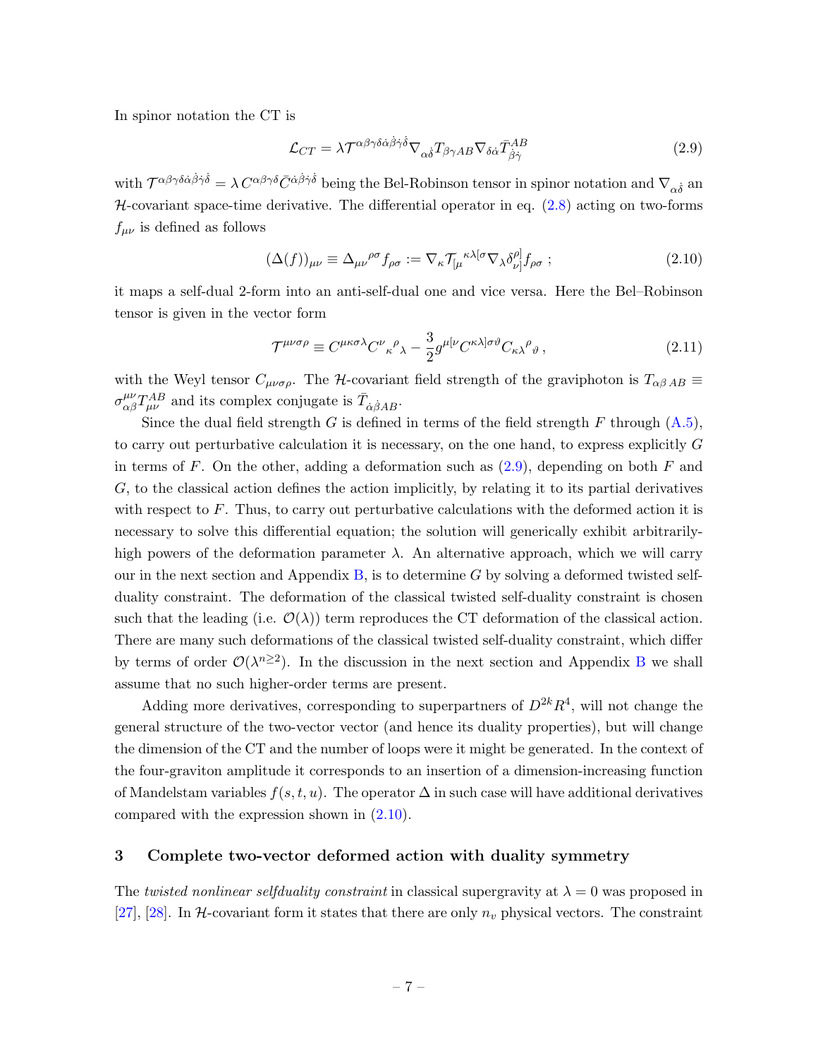In spinor notation the CT is

$$\mathcal{L}_{CT} = \lambda \mathcal{T}^{\alpha\beta\gamma\delta\dot{\alpha}\dot{\beta}\dot{\gamma}\dot{\delta}} \nabla_{\alpha\dot{\delta}} T_{\beta\gamma AB} \nabla_{\delta\dot{\alpha}} \bar{T}^{AB}_{\dot{\beta}\dot{\gamma}} \tag{2.9}$$

with $\mathcal{T}^{\alpha\beta\gamma\delta\dot{\alpha}\dot{\beta}\dot{\gamma}\dot{\delta}} = \lambda\, C^{\alpha\beta\gamma\delta}\bar{C}^{\dot{\alpha}\dot{\beta}\dot{\gamma}\dot{\delta}}$ being the Bel-Robinson tensor in spinor notation and $\nabla_{\alpha\dot{\delta}}$ an $\mathcal{H}$-covariant space-time derivative. The differential operator in eq. (2.8) acting on two-forms $f_{\mu\nu}$ is defined as follows

$$(\Delta(f))_{\mu\nu} \equiv \Delta_{\mu\nu}{}^{\rho\sigma} f_{\rho\sigma} := \nabla_\kappa \mathcal{T}_{[\mu}{}^{\kappa\lambda[\sigma} \nabla_\lambda \delta^{\rho]}_{\nu]} f_{\rho\sigma}\ ; \tag{2.10}$$

it maps a self-dual 2-form into an anti-self-dual one and vice versa. Here the Bel–Robinson tensor is given in the vector form

$$\mathcal{T}^{\mu\nu\sigma\rho} \equiv C^{\mu\kappa\sigma\lambda} C^{\nu}{}_{\kappa}{}^{\rho}{}_{\lambda} - \frac{3}{2} g^{\mu[\nu} C^{\kappa\lambda]\sigma\vartheta} C_{\kappa\lambda}{}^{\rho}{}_{\vartheta}\ , \tag{2.11}$$

with the Weyl tensor $C_{\mu\nu\sigma\rho}$. The $\mathcal{H}$-covariant field strength of the graviphoton is $T_{\alpha\beta\,AB} \equiv \sigma^{\mu\nu}_{\alpha\beta} T^{AB}_{\mu\nu}$ and its complex conjugate is $\bar{T}_{\dot{\alpha}\dot{\beta}AB}$.

Since the dual field strength $G$ is defined in terms of the field strength $F$ through (A.5), to carry out perturbative calculation it is necessary, on the one hand, to express explicitly $G$ in terms of $F$. On the other, adding a deformation such as (2.9), depending on both $F$ and $G$, to the classical action defines the action implicitly, by relating it to its partial derivatives with respect to $F$. Thus, to carry out perturbative calculations with the deformed action it is necessary to solve this differential equation; the solution will generically exhibit arbitrarily-high powers of the deformation parameter $\lambda$. An alternative approach, which we will carry our in the next section and Appendix B, is to determine $G$ by solving a deformed twisted self-duality constraint. The deformation of the classical twisted self-duality constraint is chosen such that the leading (i.e. $\mathcal{O}(\lambda)$) term reproduces the CT deformation of the classical action. There are many such deformations of the classical twisted self-duality constraint, which differ by terms of order $\mathcal{O}(\lambda^{n\geq 2})$. In the discussion in the next section and Appendix B we shall assume that no such higher-order terms are present.

Adding more derivatives, corresponding to superpartners of $D^{2k}R^4$, will not change the general structure of the two-vector vector (and hence its duality properties), but will change the dimension of the CT and the number of loops were it might be generated. In the context of the four-graviton amplitude it corresponds to an insertion of a dimension-increasing function of Mandelstam variables $f(s,t,u)$. The operator $\Delta$ in such case will have additional derivatives compared with the expression shown in (2.10).

## 3 Complete two-vector deformed action with duality symmetry

The *twisted nonlinear selfduality constraint* in classical supergravity at $\lambda = 0$ was proposed in [27], [28]. In $\mathcal{H}$-covariant form it states that there are only $n_v$ physical vectors. The constraint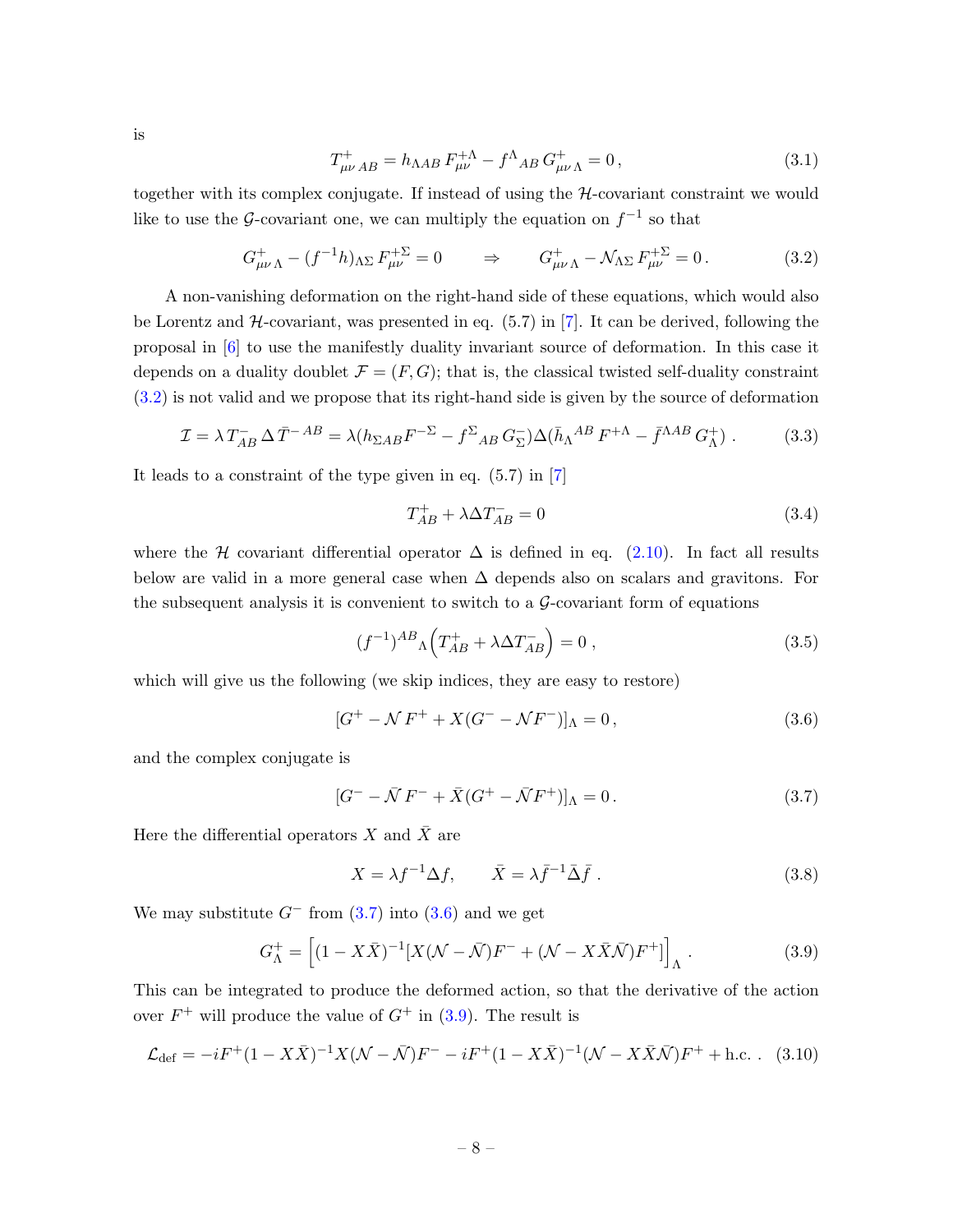is

$$T^+_{\mu\nu\, AB} = h_{\Lambda AB}\, F^{+\Lambda}_{\mu\nu} - f^{\Lambda}{}_{AB}\, G^+_{\mu\nu\,\Lambda} = 0\,, \tag{3.1}$$

together with its complex conjugate. If instead of using the $\mathcal{H}$-covariant constraint we would like to use the $\mathcal{G}$-covariant one, we can multiply the equation on $f^{-1}$ so that

$$G^+_{\mu\nu\,\Lambda} - (f^{-1}h)_{\Lambda\Sigma}\, F^{+\Sigma}_{\mu\nu} = 0 \qquad \Rightarrow \qquad G^+_{\mu\nu\,\Lambda} - \mathcal{N}_{\Lambda\Sigma}\, F^{+\Sigma}_{\mu\nu} = 0\,. \tag{3.2}$$

A non-vanishing deformation on the right-hand side of these equations, which would also be Lorentz and $\mathcal{H}$-covariant, was presented in eq. (5.7) in [7]. It can be derived, following the proposal in [6] to use the manifestly duality invariant source of deformation. In this case it depends on a duality doublet $\mathcal{F} = (F, G)$; that is, the classical twisted self-duality constraint (3.2) is not valid and we propose that its right-hand side is given by the source of deformation

$$\mathcal{I} = \lambda\, T^-_{AB}\, \Delta\, \bar{T}^{-\,AB} = \lambda(h_{\Sigma AB} F^{-\Sigma} - f^{\Sigma}{}_{AB}\, G^-_{\Sigma})\Delta(\bar{h}_{\Lambda}{}^{AB}\, F^{+\Lambda} - \bar{f}^{\Lambda AB}\, G^+_{\Lambda})\,. \tag{3.3}$$

It leads to a constraint of the type given in eq. (5.7) in [7]

$$T^+_{AB} + \lambda \Delta T^-_{AB} = 0 \tag{3.4}$$

where the $\mathcal{H}$ covariant differential operator $\Delta$ is defined in eq. (2.10). In fact all results below are valid in a more general case when $\Delta$ depends also on scalars and gravitons. For the subsequent analysis it is convenient to switch to a $\mathcal{G}$-covariant form of equations

$$(f^{-1})^{AB}{}_{\Lambda}\Big(T^+_{AB} + \lambda \Delta T^-_{AB}\Big) = 0\,, \tag{3.5}$$

which will give us the following (we skip indices, they are easy to restore)

$$[G^+ - \mathcal{N}\, F^+ + X(G^- - \mathcal{N} F^-)]_{\Lambda} = 0\,, \tag{3.6}$$

and the complex conjugate is

$$[G^- - \bar{\mathcal{N}}\, F^- + \bar{X}(G^+ - \bar{\mathcal{N}} F^+)]_{\Lambda} = 0\,. \tag{3.7}$$

Here the differential operators $X$ and $\bar{X}$ are

$$X = \lambda f^{-1} \Delta f, \qquad \bar{X} = \lambda \bar{f}^{-1} \bar{\Delta} \bar{f}\,. \tag{3.8}$$

We may substitute $G^-$ from (3.7) into (3.6) and we get

$$G^+_{\Lambda} = \Big[(1 - X\bar{X})^{-1}[X(\mathcal{N} - \bar{\mathcal{N}})F^- + (\mathcal{N} - X\bar{X}\bar{\mathcal{N}})F^+]\Big]_{\Lambda}\,. \tag{3.9}$$

This can be integrated to produce the deformed action, so that the derivative of the action over $F^+$ will produce the value of $G^+$ in (3.9). The result is

$$\mathcal{L}_{\rm def} = -iF^+(1 - X\bar{X})^{-1} X(\mathcal{N} - \bar{\mathcal{N}})F^- - iF^+(1 - X\bar{X})^{-1}(\mathcal{N} - X\bar{X}\bar{\mathcal{N}})F^+ + \text{h.c.}\,. \tag{3.10}$$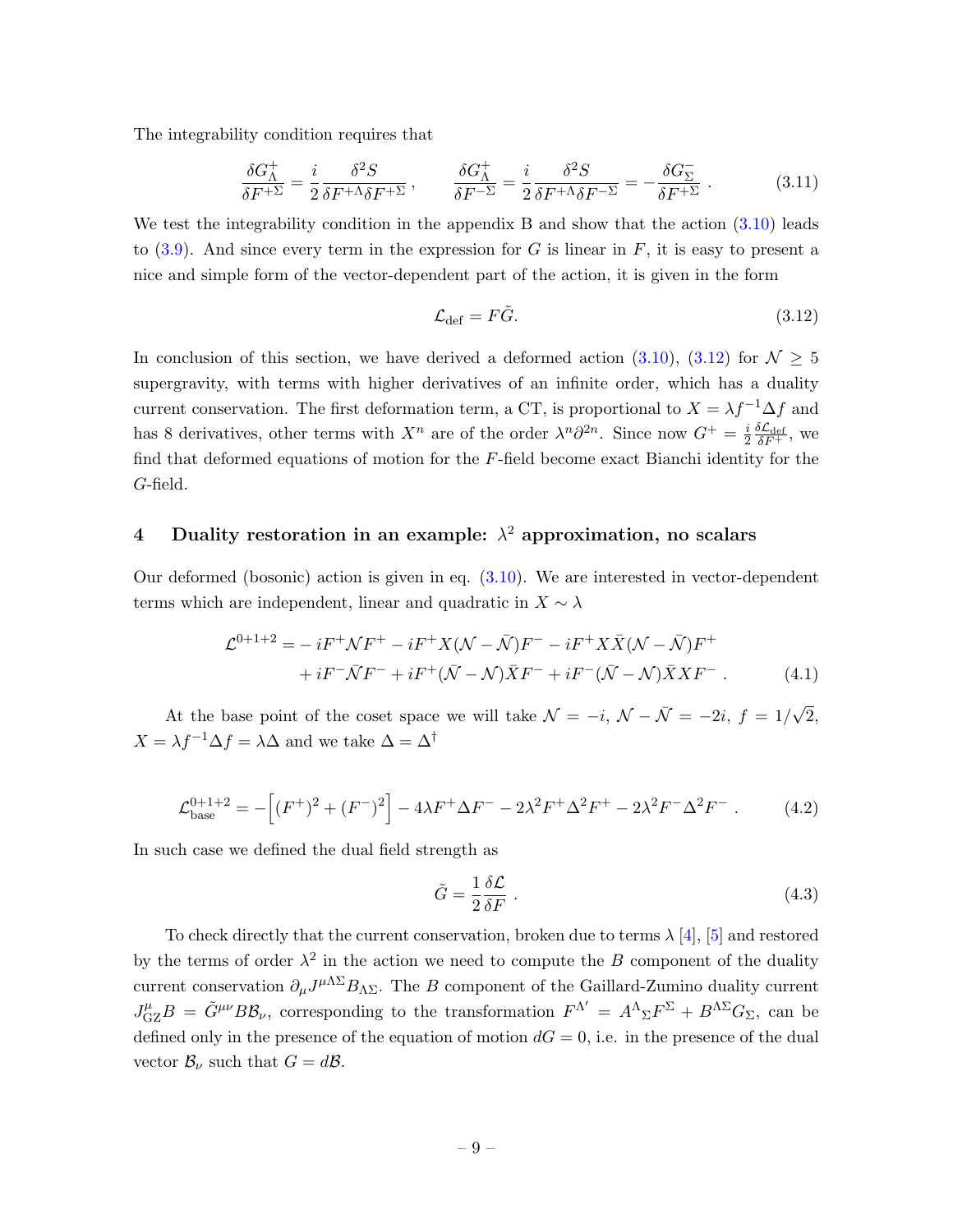The integrability condition requires that

$$
\frac{\delta G^+_\Lambda}{\delta F^{+\Sigma}} = \frac{i}{2}\frac{\delta^2 S}{\delta F^{+\Lambda}\delta F^{+\Sigma}}\,, \qquad \frac{\delta G^+_\Lambda}{\delta F^{-\Sigma}} = \frac{i}{2}\frac{\delta^2 S}{\delta F^{+\Lambda}\delta F^{-\Sigma}} = -\frac{\delta G^-_\Sigma}{\delta F^{+\Sigma}}\,. \tag{3.11}
$$

We test the integrability condition in the appendix B and show that the action (3.10) leads to (3.9). And since every term in the expression for $G$ is linear in $F$, it is easy to present a nice and simple form of the vector-dependent part of the action, it is given in the form

$$
\mathcal{L}_{\text{def}} = F\tilde{G}. \tag{3.12}
$$

In conclusion of this section, we have derived a deformed action (3.10), (3.12) for $\mathcal{N} \geq 5$ supergravity, with terms with higher derivatives of an infinite order, which has a duality current conservation. The first deformation term, a CT, is proportional to $X = \lambda f^{-1}\Delta f$ and has 8 derivatives, other terms with $X^n$ are of the order $\lambda^n \partial^{2n}$. Since now $G^+ = \frac{i}{2}\frac{\delta \mathcal{L}_{\text{def}}}{\delta F^+}$, we find that deformed equations of motion for the $F$-field become exact Bianchi identity for the $G$-field.

## 4 Duality restoration in an example: $\lambda^2$ approximation, no scalars

Our deformed (bosonic) action is given in eq. (3.10). We are interested in vector-dependent terms which are independent, linear and quadratic in $X \sim \lambda$

$$
\begin{aligned}
\mathcal{L}^{0+1+2} = &- iF^+\mathcal{N}F^+ - iF^+X(\mathcal{N}-\bar{\mathcal{N}})F^- - iF^+X\bar{X}(\mathcal{N}-\bar{\mathcal{N}})F^+ \\
&+ iF^-\bar{\mathcal{N}}F^- + iF^+(\bar{\mathcal{N}}-\mathcal{N})\bar{X}F^- + iF^-(\bar{\mathcal{N}}-\mathcal{N})\bar{X}XF^-\,.
\end{aligned} \tag{4.1}
$$

At the base point of the coset space we will take $\mathcal{N} = -i$, $\mathcal{N}-\bar{\mathcal{N}} = -2i$, $f = 1/\sqrt{2}$, $X = \lambda f^{-1}\Delta f = \lambda\Delta$ and we take $\Delta = \Delta^\dagger$

$$
\mathcal{L}^{0+1+2}_{\text{base}} = -\Big[(F^+)^2 + (F^-)^2\Big] - 4\lambda F^+\Delta F^- - 2\lambda^2 F^+\Delta^2 F^+ - 2\lambda^2 F^-\Delta^2 F^-\,. \tag{4.2}
$$

In such case we defined the dual field strength as

$$
\tilde{G} = \frac{1}{2}\frac{\delta \mathcal{L}}{\delta F}\,. \tag{4.3}
$$

To check directly that the current conservation, broken due to terms $\lambda$ [4], [5] and restored by the terms of order $\lambda^2$ in the action we need to compute the $B$ component of the duality current conservation $\partial_\mu J^{\mu\Lambda\Sigma}B_{\Lambda\Sigma}$. The $B$ component of the Gaillard-Zumino duality current $J^\mu_{\text{GZ}}B = \tilde{G}^{\mu\nu}B\mathcal{B}_\nu$, corresponding to the transformation $F^{\Lambda'} = A^\Lambda{}_\Sigma F^\Sigma + B^{\Lambda\Sigma}G_\Sigma$, can be defined only in the presence of the equation of motion $dG = 0$, i.e. in the presence of the dual vector $\mathcal{B}_\nu$ such that $G = d\mathcal{B}$.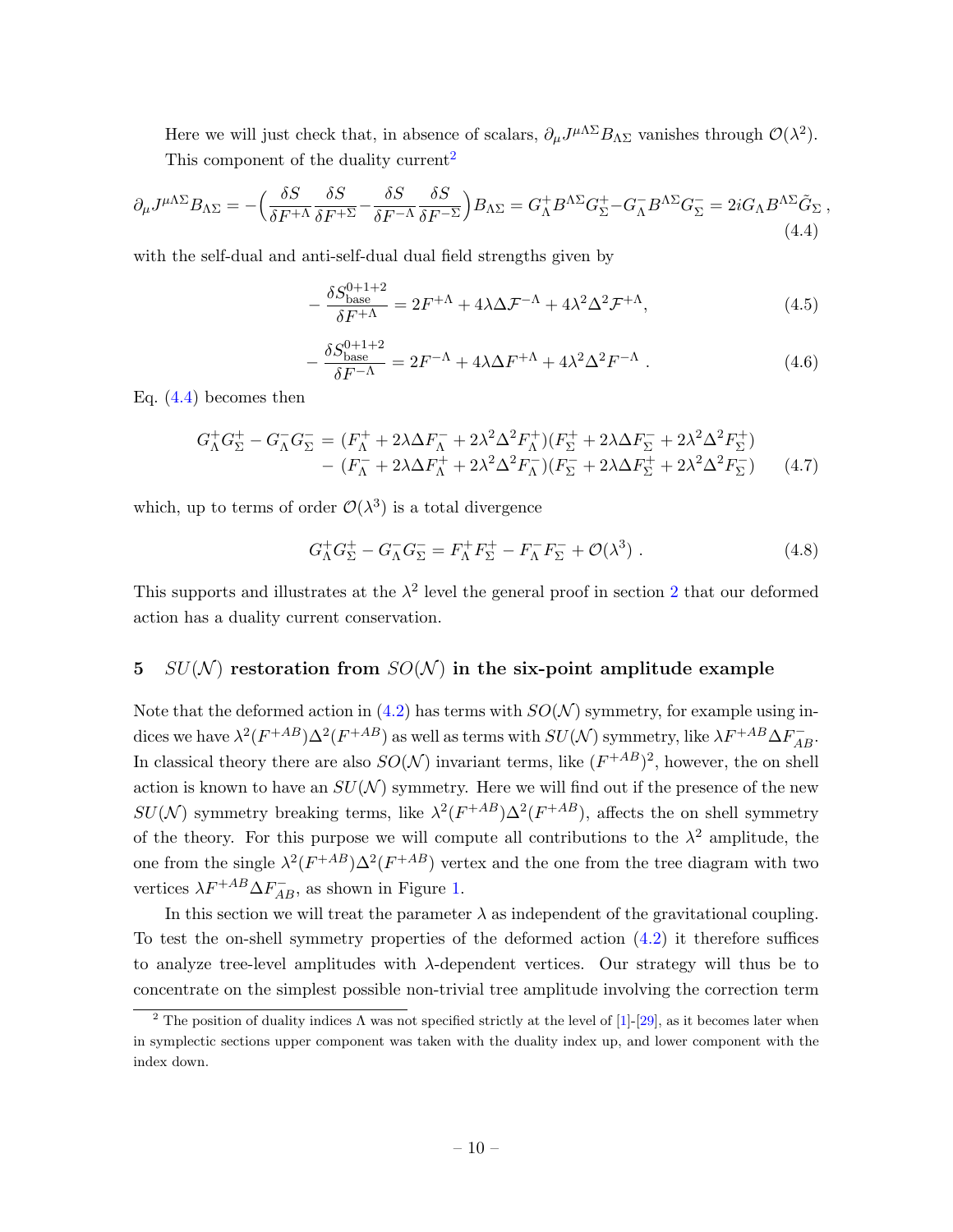Here we will just check that, in absence of scalars, $\partial_\mu J^{\mu\Lambda\Sigma} B_{\Lambda\Sigma}$ vanishes through $\mathcal{O}(\lambda^2)$. This component of the duality current[2]

$$\partial_\mu J^{\mu\Lambda\Sigma} B_{\Lambda\Sigma} = -\Big(\frac{\delta S}{\delta F^{+\Lambda}}\frac{\delta S}{\delta F^{+\Sigma}} - \frac{\delta S}{\delta F^{-\Lambda}}\frac{\delta S}{\delta F^{-\Sigma}}\Big) B_{\Lambda\Sigma} = G^+_\Lambda B^{\Lambda\Sigma} G^+_\Sigma - G^-_\Lambda B^{\Lambda\Sigma} G^-_\Sigma = 2i G_\Lambda B^{\Lambda\Sigma} \tilde{G}_\Sigma\,, \tag{4.4}$$

with the self-dual and anti-self-dual dual field strengths given by

$$-\frac{\delta S^{0+1+2}_{\text{base}}}{\delta F^{+\Lambda}} = 2F^{+\Lambda} + 4\lambda \Delta \mathcal{F}^{-\Lambda} + 4\lambda^2 \Delta^2 \mathcal{F}^{+\Lambda}, \tag{4.5}$$

$$-\frac{\delta S^{0+1+2}_{\text{base}}}{\delta F^{-\Lambda}} = 2F^{-\Lambda} + 4\lambda \Delta F^{+\Lambda} + 4\lambda^2 \Delta^2 F^{-\Lambda}\,. \tag{4.6}$$

Eq. (4.4) becomes then

$$\begin{aligned} G^+_\Lambda G^+_\Sigma - G^-_\Lambda G^-_\Sigma =\ & (F^+_\Lambda + 2\lambda \Delta F^-_\Lambda + 2\lambda^2 \Delta^2 F^+_\Lambda)(F^+_\Sigma + 2\lambda \Delta F^-_\Sigma + 2\lambda^2 \Delta^2 F^+_\Sigma) \\ & - (F^-_\Lambda + 2\lambda \Delta F^+_\Lambda + 2\lambda^2 \Delta^2 F^-_\Lambda)(F^-_\Sigma + 2\lambda \Delta F^+_\Sigma + 2\lambda^2 \Delta^2 F^-_\Sigma) \end{aligned} \tag{4.7}$$

which, up to terms of order $\mathcal{O}(\lambda^3)$ is a total divergence

$$G^+_\Lambda G^+_\Sigma - G^-_\Lambda G^-_\Sigma = F^+_\Lambda F^+_\Sigma - F^-_\Lambda F^-_\Sigma + \mathcal{O}(\lambda^3)\,. \tag{4.8}$$

This supports and illustrates at the $\lambda^2$ level the general proof in section 2 that our deformed action has a duality current conservation.

## 5 $SU(\mathcal{N})$ restoration from $SO(\mathcal{N})$ in the six-point amplitude example

Note that the deformed action in (4.2) has terms with $SO(\mathcal{N})$ symmetry, for example using indices we have $\lambda^2(F^{+AB})\Delta^2(F^{+AB})$ as well as terms with $SU(\mathcal{N})$ symmetry, like $\lambda F^{+AB}\Delta F^-_{AB}$. In classical theory there are also $SO(\mathcal{N})$ invariant terms, like $(F^{+AB})^2$, however, the on shell action is known to have an $SU(\mathcal{N})$ symmetry. Here we will find out if the presence of the new $SU(\mathcal{N})$ symmetry breaking terms, like $\lambda^2(F^{+AB})\Delta^2(F^{+AB})$, affects the on shell symmetry of the theory. For this purpose we will compute all contributions to the $\lambda^2$ amplitude, the one from the single $\lambda^2(F^{+AB})\Delta^2(F^{+AB})$ vertex and the one from the tree diagram with two vertices $\lambda F^{+AB}\Delta F^-_{AB}$, as shown in Figure 1.

In this section we will treat the parameter $\lambda$ as independent of the gravitational coupling. To test the on-shell symmetry properties of the deformed action (4.2) it therefore suffices to analyze tree-level amplitudes with $\lambda$-dependent vertices. Our strategy will thus be to concentrate on the simplest possible non-trivial tree amplitude involving the correction term

---

[2] The position of duality indices $\Lambda$ was not specified strictly at the level of [1]-[29], as it becomes later when in symplectic sections upper component was taken with the duality index up, and lower component with the index down.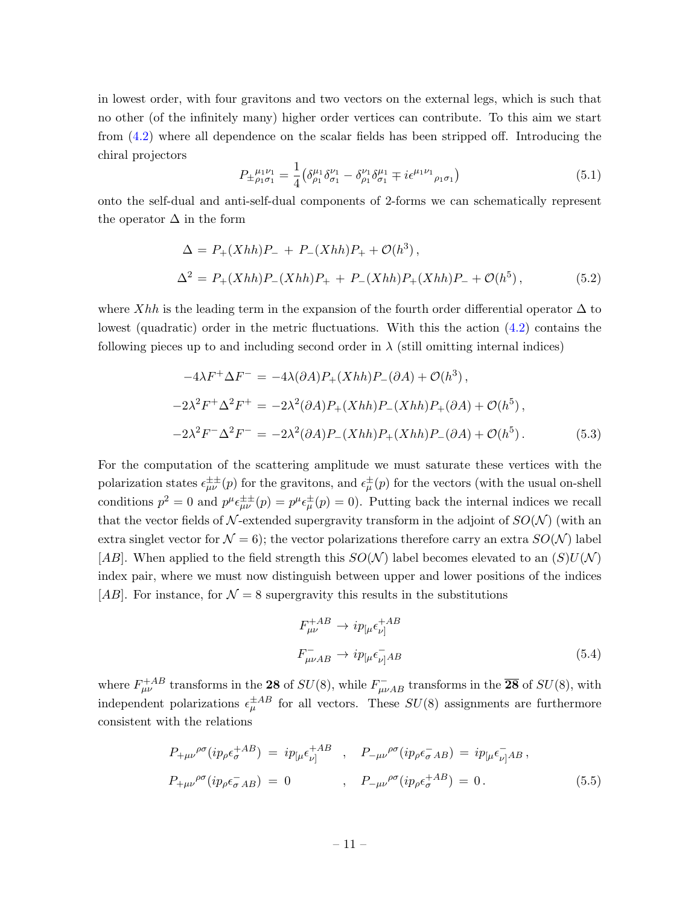in lowest order, with four gravitons and two vectors on the external legs, which is such that no other (of the infinitely many) higher order vertices can contribute. To this aim we start from (4.2) where all dependence on the scalar fields has been stripped off. Introducing the chiral projectors

$$P_{\pm}{}^{\mu_1\nu_1}_{\rho_1\sigma_1} = \frac{1}{4}\left(\delta^{\mu_1}_{\rho_1}\delta^{\nu_1}_{\sigma_1} - \delta^{\nu_1}_{\rho_1}\delta^{\mu_1}_{\sigma_1} \mp i\epsilon^{\mu_1\nu_1}{}_{\rho_1\sigma_1}\right) \tag{5.1}$$

onto the self-dual and anti-self-dual components of 2-forms we can schematically represent the operator $\Delta$ in the form

$$\begin{aligned}
\Delta &= P_+(Xhh)P_- \,+\, P_-(Xhh)P_+ + \mathcal{O}(h^3)\,,\\
\Delta^2 &= P_+(Xhh)P_-(Xhh)P_+ \,+\, P_-(Xhh)P_+(Xhh)P_- + \mathcal{O}(h^5)\,,
\end{aligned} \tag{5.2}$$

where $Xhh$ is the leading term in the expansion of the fourth order differential operator $\Delta$ to lowest (quadratic) order in the metric fluctuations. With this the action (4.2) contains the following pieces up to and including second order in $\lambda$ (still omitting internal indices)

$$\begin{aligned}
-4\lambda F^+\Delta F^- &= -4\lambda(\partial A)P_+(Xhh)P_-(\partial A) + \mathcal{O}(h^3)\,,\\
-2\lambda^2 F^+\Delta^2 F^+ &= -2\lambda^2(\partial A)P_+(Xhh)P_-(Xhh)P_+(\partial A) + \mathcal{O}(h^5)\,,\\
-2\lambda^2 F^-\Delta^2 F^- &= -2\lambda^2(\partial A)P_-(Xhh)P_+(Xhh)P_-(\partial A) + \mathcal{O}(h^5)\,.
\end{aligned} \tag{5.3}$$

For the computation of the scattering amplitude we must saturate these vertices with the polarization states $\epsilon^{\pm\pm}_{\mu\nu}(p)$ for the gravitons, and $\epsilon^{\pm}_{\mu}(p)$ for the vectors (with the usual on-shell conditions $p^2 = 0$ and $p^\mu\epsilon^{\pm\pm}_{\mu\nu}(p) = p^\mu\epsilon^{\pm}_{\mu}(p) = 0$). Putting back the internal indices we recall that the vector fields of $\mathcal{N}$-extended supergravity transform in the adjoint of $SO(\mathcal{N})$ (with an extra singlet vector for $\mathcal{N}=6$); the vector polarizations therefore carry an extra $SO(\mathcal{N})$ label $[AB]$. When applied to the field strength this $SO(\mathcal{N})$ label becomes elevated to an $(S)U(\mathcal{N})$ index pair, where we must now distinguish between upper and lower positions of the indices $[AB]$. For instance, for $\mathcal{N}=8$ supergravity this results in the substitutions

$$\begin{aligned}
F^{+AB}_{\mu\nu} &\to ip_{[\mu}\epsilon^{+AB}_{\nu]}\\
F^{-}_{\mu\nu AB} &\to ip_{[\mu}\epsilon^{-}_{\nu]AB}
\end{aligned} \tag{5.4}$$

where $F^{+AB}_{\mu\nu}$ transforms in the $\mathbf{28}$ of $SU(8)$, while $F^{-}_{\mu\nu AB}$ transforms in the $\overline{\mathbf{28}}$ of $SU(8)$, with independent polarizations $\epsilon^{\pm AB}_{\mu}$ for all vectors. These $SU(8)$ assignments are furthermore consistent with the relations

$$\begin{aligned}
P_{+\mu\nu}{}^{\rho\sigma}(ip_\rho\epsilon^{+AB}_{\sigma}) &= ip_{[\mu}\epsilon^{+AB}_{\nu]} \quad , \quad P_{-\mu\nu}{}^{\rho\sigma}(ip_\rho\epsilon^{-}_{\sigma\,AB}) = ip_{[\mu}\epsilon^{-}_{\nu]AB}\,,\\
P_{+\mu\nu}{}^{\rho\sigma}(ip_\rho\epsilon^{-}_{\sigma\,AB}) &= 0 \qquad\qquad\;\; , \quad P_{-\mu\nu}{}^{\rho\sigma}(ip_\rho\epsilon^{+AB}_{\sigma}) = 0\,.
\end{aligned} \tag{5.5}$$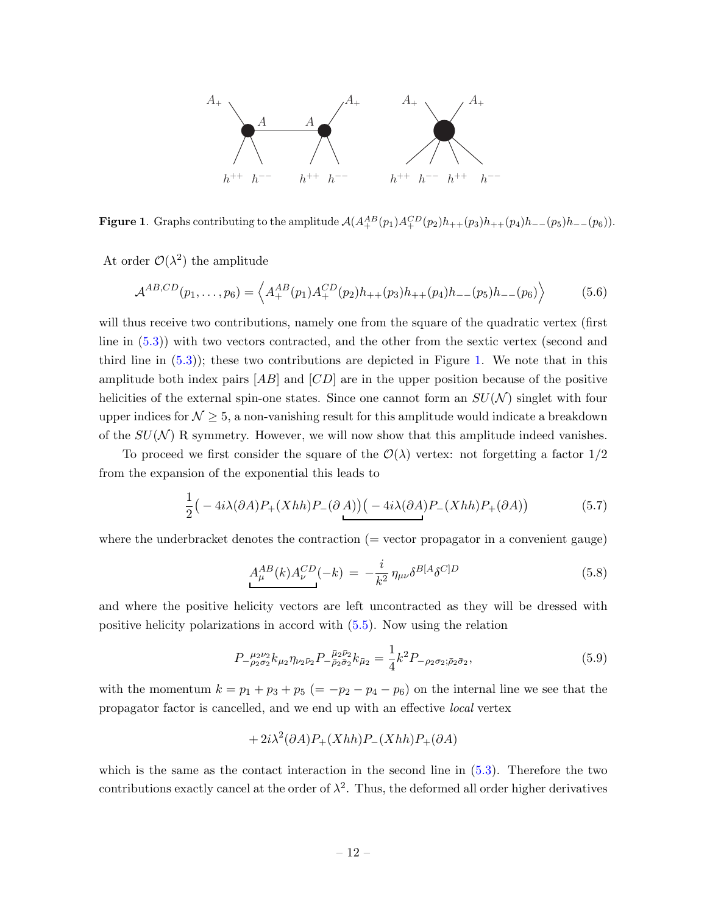**Figure 1**. Graphs contributing to the amplitude $\mathcal{A}(A_+^{AB}(p_1)A_+^{CD}(p_2)h_{++}(p_3)h_{++}(p_4)h_{--}(p_5)h_{--}(p_6))$.

At order $\mathcal{O}(\lambda^2)$ the amplitude

$$\mathcal{A}^{AB,CD}(p_1,\ldots,p_6) = \Big\langle A_+^{AB}(p_1)A_+^{CD}(p_2)h_{++}(p_3)h_{++}(p_4)h_{--}(p_5)h_{--}(p_6)\Big\rangle \tag{5.6}$$

will thus receive two contributions, namely one from the square of the quadratic vertex (first line in (5.3)) with two vectors contracted, and the other from the sextic vertex (second and third line in (5.3)); these two contributions are depicted in Figure 1. We note that in this amplitude both index pairs $[AB]$ and $[CD]$ are in the upper position because of the positive helicities of the external spin-one states. Since one cannot form an $SU(\mathcal{N})$ singlet with four upper indices for $\mathcal{N}\geq 5$, a non-vanishing result for this amplitude would indicate a breakdown of the $SU(\mathcal{N})$ R symmetry. However, we will now show that this amplitude indeed vanishes.

To proceed we first consider the square of the $\mathcal{O}(\lambda)$ vertex: not forgetting a factor $1/2$ from the expansion of the exponential this leads to

$$\frac{1}{2}\big(-4i\lambda(\partial A)P_+(Xhh)P_-(\underbrace{\partial\, A)\big)\big(-4i\lambda(\partial A}_{})P_-(Xhh)P_+(\partial A)\big) \tag{5.7}$$

where the underbracket denotes the contraction (= vector propagator in a convenient gauge)

$$\underbrace{A_\mu^{AB}(k)A_\nu^{CD}(-k)}_{} \;=\; -\frac{i}{k^2}\,\eta_{\mu\nu}\delta^{B[A}\delta^{C]D} \tag{5.8}$$

and where the positive helicity vectors are left uncontracted as they will be dressed with positive helicity polarizations in accord with (5.5). Now using the relation

$$P_{-\rho_2\sigma_2}^{\;\;\mu_2\nu_2}k_{\mu_2}\eta_{\nu_2\bar{\nu}_2}P_{-\bar{\rho}_2\bar{\sigma}_2}^{\;\;\bar{\mu}_2\bar{\nu}_2}k_{\bar{\mu}_2} = \frac{1}{4}k^2P_{-\rho_2\sigma_2;\bar{\rho}_2\bar{\sigma}_2}\,, \tag{5.9}$$

with the momentum $k = p_1+p_3+p_5$ $(= -p_2-p_4-p_6)$ on the internal line we see that the propagator factor is cancelled, and we end up with an effective *local* vertex

$$+2i\lambda^2(\partial A)P_+(Xhh)P_-(Xhh)P_+(\partial A)$$

which is the same as the contact interaction in the second line in (5.3). Therefore the two contributions exactly cancel at the order of $\lambda^2$. Thus, the deformed all order higher derivatives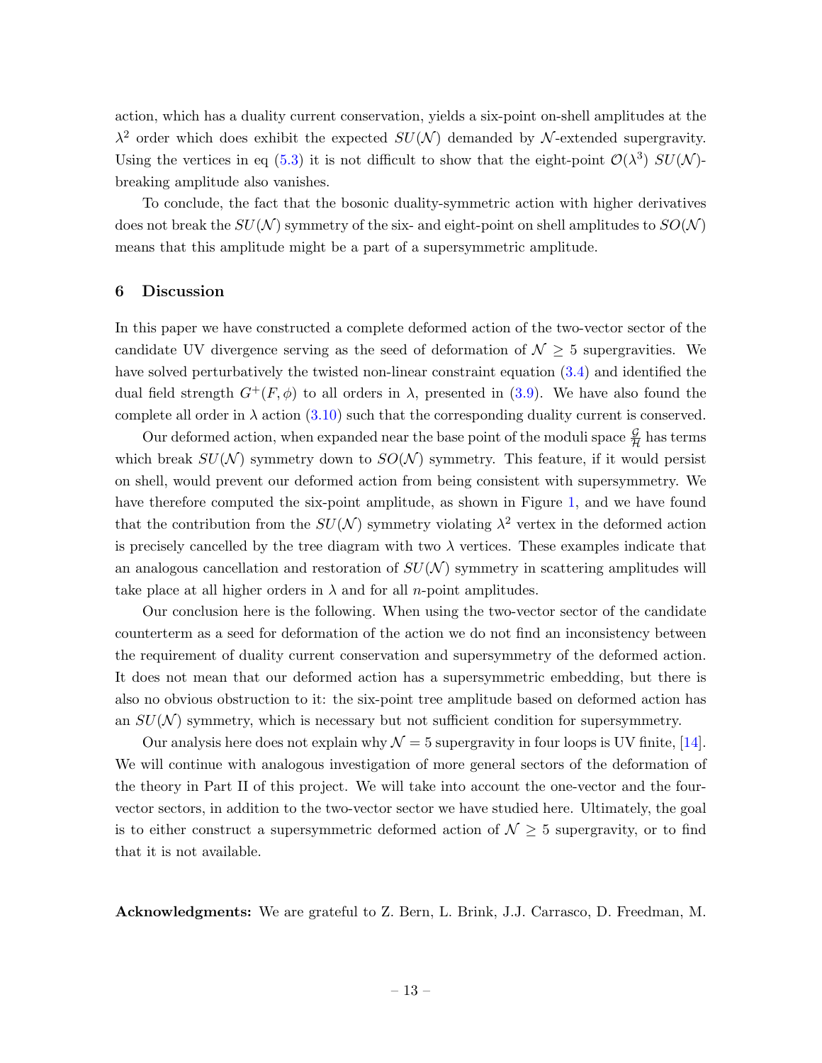action, which has a duality current conservation, yields a six-point on-shell amplitudes at the $\lambda^2$ order which does exhibit the expected $SU(\mathcal{N})$ demanded by $\mathcal{N}$-extended supergravity. Using the vertices in eq (5.3) it is not difficult to show that the eight-point $\mathcal{O}(\lambda^3)$ $SU(\mathcal{N})$-breaking amplitude also vanishes.

To conclude, the fact that the bosonic duality-symmetric action with higher derivatives does not break the $SU(\mathcal{N})$ symmetry of the six- and eight-point on shell amplitudes to $SO(\mathcal{N})$ means that this amplitude might be a part of a supersymmetric amplitude.

## 6 Discussion

In this paper we have constructed a complete deformed action of the two-vector sector of the candidate UV divergence serving as the seed of deformation of $\mathcal{N} \geq 5$ supergravities. We have solved perturbatively the twisted non-linear constraint equation (3.4) and identified the dual field strength $G^{+}(F, \phi)$ to all orders in $\lambda$, presented in (3.9). We have also found the complete all order in $\lambda$ action (3.10) such that the corresponding duality current is conserved.

Our deformed action, when expanded near the base point of the moduli space $\frac{\mathcal{G}}{\mathcal{H}}$ has terms which break $SU(\mathcal{N})$ symmetry down to $SO(\mathcal{N})$ symmetry. This feature, if it would persist on shell, would prevent our deformed action from being consistent with supersymmetry. We have therefore computed the six-point amplitude, as shown in Figure 1, and we have found that the contribution from the $SU(\mathcal{N})$ symmetry violating $\lambda^2$ vertex in the deformed action is precisely cancelled by the tree diagram with two $\lambda$ vertices. These examples indicate that an analogous cancellation and restoration of $SU(\mathcal{N})$ symmetry in scattering amplitudes will take place at all higher orders in $\lambda$ and for all $n$-point amplitudes.

Our conclusion here is the following. When using the two-vector sector of the candidate counterterm as a seed for deformation of the action we do not find an inconsistency between the requirement of duality current conservation and supersymmetry of the deformed action. It does not mean that our deformed action has a supersymmetric embedding, but there is also no obvious obstruction to it: the six-point tree amplitude based on deformed action has an $SU(\mathcal{N})$ symmetry, which is necessary but not sufficient condition for supersymmetry.

Our analysis here does not explain why $\mathcal{N} = 5$ supergravity in four loops is UV finite, [14]. We will continue with analogous investigation of more general sectors of the deformation of the theory in Part II of this project. We will take into account the one-vector and the four-vector sectors, in addition to the two-vector sector we have studied here. Ultimately, the goal is to either construct a supersymmetric deformed action of $\mathcal{N} \geq 5$ supergravity, or to find that it is not available.

**Acknowledgments:** We are grateful to Z. Bern, L. Brink, J.J. Carrasco, D. Freedman, M.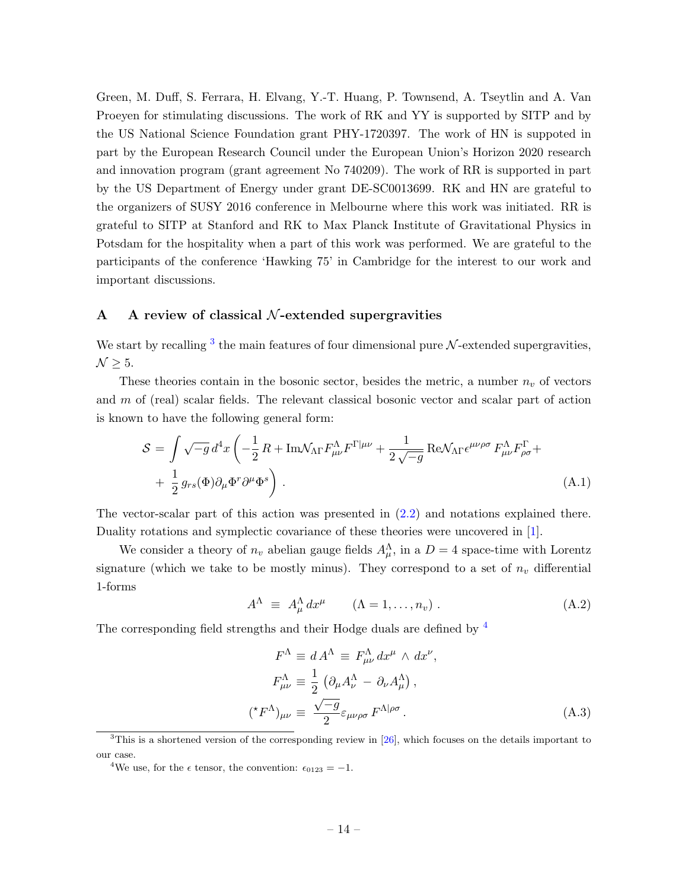Green, M. Duff, S. Ferrara, H. Elvang, Y.-T. Huang, P. Townsend, A. Tseytlin and A. Van Proeyen for stimulating discussions. The work of RK and YY is supported by SITP and by the US National Science Foundation grant PHY-1720397. The work of HN is suppoted in part by the European Research Council under the European Union's Horizon 2020 research and innovation program (grant agreement No 740209). The work of RR is supported in part by the US Department of Energy under grant DE-SC0013699. RK and HN are grateful to the organizers of SUSY 2016 conference in Melbourne where this work was initiated. RR is grateful to SITP at Stanford and RK to Max Planck Institute of Gravitational Physics in Potsdam for the hospitality when a part of this work was performed. We are grateful to the participants of the conference 'Hawking 75' in Cambridge for the interest to our work and important discussions.

## A A review of classical $\mathcal{N}$-extended supergravities

We start by recalling [3] the main features of four dimensional pure $\mathcal{N}$-extended supergravities, $\mathcal{N} \geq 5$.

These theories contain in the bosonic sector, besides the metric, a number $n_v$ of vectors and $m$ of (real) scalar fields. The relevant classical bosonic vector and scalar part of action is known to have the following general form:

$$\mathcal{S} = \int \sqrt{-g}\, d^4x \left( -\frac{1}{2}\, R + \mathrm{Im}\mathcal{N}_{\Lambda\Gamma} F^{\Lambda}_{\mu\nu} F^{\Gamma|\mu\nu} + \frac{1}{2\sqrt{-g}}\, \mathrm{Re}\mathcal{N}_{\Lambda\Gamma} \epsilon^{\mu\nu\rho\sigma}\, F^{\Lambda}_{\mu\nu} F^{\Gamma}_{\rho\sigma} + \right.$$
$$\left. + \ \frac{1}{2}\, g_{rs}(\Phi) \partial_\mu \Phi^r \partial^\mu \Phi^s \right) . \tag{A.1}$$

The vector-scalar part of this action was presented in (2.2) and notations explained there. Duality rotations and symplectic covariance of these theories were uncovered in [1].

We consider a theory of $n_v$ abelian gauge fields $A^\Lambda_\mu$, in a $D = 4$ space-time with Lorentz signature (which we take to be mostly minus). They correspond to a set of $n_v$ differential 1-forms

$$A^\Lambda \ \equiv \ A^\Lambda_\mu \, dx^\mu \qquad (\Lambda = 1, \ldots, n_v) \ . \tag{A.2}$$

The corresponding field strengths and their Hodge duals are defined by [4]

$$\begin{aligned}
F^\Lambda &\equiv d\, A^\Lambda \equiv F^\Lambda_{\mu\nu}\, dx^\mu \wedge dx^\nu, \\
F^\Lambda_{\mu\nu} &\equiv \frac{1}{2} \left( \partial_\mu A^\Lambda_\nu \, - \, \partial_\nu A^\Lambda_\mu \right), \\
({}^\star F^\Lambda)_{\mu\nu} &\equiv \frac{\sqrt{-g}}{2} \varepsilon_{\mu\nu\rho\sigma}\, F^{\Lambda|\rho\sigma} \, .
\end{aligned} \tag{A.3}$$

---

[3] This is a shortened version of the corresponding review in [26], which focuses on the details important to our case.

[4] We use, for the $\epsilon$ tensor, the convention: $\epsilon_{0123} = -1$.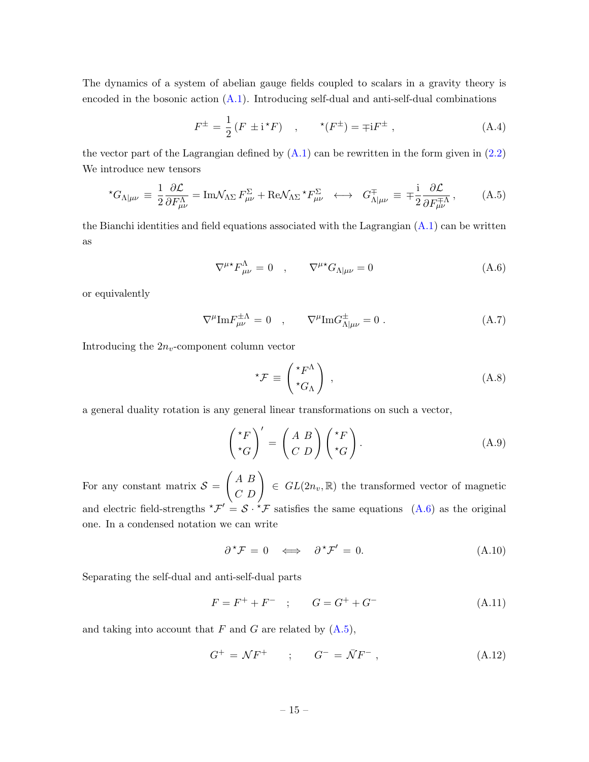The dynamics of a system of abelian gauge fields coupled to scalars in a gravity theory is encoded in the bosonic action (A.1). Introducing self-dual and anti-self-dual combinations

$$F^{\pm} = \frac{1}{2}\left(F \pm \mathrm{i}\,{}^{\star}F\right) \quad , \qquad {}^{\star}(F^{\pm}) = \mp \mathrm{i} F^{\pm} \,, \tag{A.4}$$

the vector part of the Lagrangian defined by (A.1) can be rewritten in the form given in (2.2) We introduce new tensors

$${}^{\star}G_{\Lambda|\mu\nu} \equiv \frac{1}{2}\frac{\partial \mathcal{L}}{\partial F^{\Lambda}_{\mu\nu}} = \mathrm{Im}\mathcal{N}_{\Lambda\Sigma}\, F^{\Sigma}_{\mu\nu} + \mathrm{Re}\mathcal{N}_{\Lambda\Sigma}\, {}^{\star}F^{\Sigma}_{\mu\nu} \quad \longleftrightarrow \quad G^{\mp}_{\Lambda|\mu\nu} \equiv \mp \frac{\mathrm{i}}{2}\frac{\partial \mathcal{L}}{\partial F^{\mp\Lambda}_{\mu\nu}} \,, \tag{A.5}$$

the Bianchi identities and field equations associated with the Lagrangian (A.1) can be written as

$$\nabla^{\mu}{}^{\star}F^{\Lambda}_{\mu\nu} = 0 \quad , \qquad \nabla^{\mu}{}^{\star}G_{\Lambda|\mu\nu} = 0 \tag{A.6}$$

or equivalently

$$\nabla^{\mu}\mathrm{Im}F^{\pm\Lambda}_{\mu\nu} = 0 \quad , \qquad \nabla^{\mu}\mathrm{Im}G^{\pm}_{\Lambda|\mu\nu} = 0 \,. \tag{A.7}$$

Introducing the $2n_v$-component column vector

$${}^{\star}\mathcal{F} \equiv \begin{pmatrix} {}^{\star}F^{\Lambda} \\ {}^{\star}G_{\Lambda} \end{pmatrix} \,, \tag{A.8}$$

a general duality rotation is any general linear transformations on such a vector,

$$\begin{pmatrix} {}^{\star}F \\ {}^{\star}G \end{pmatrix}' = \begin{pmatrix} A & B \\ C & D \end{pmatrix} \begin{pmatrix} {}^{\star}F \\ {}^{\star}G \end{pmatrix}. \tag{A.9}$$

For any constant matrix $\mathcal{S} = \begin{pmatrix} A & B \\ C & D \end{pmatrix} \in GL(2n_v, \mathbb{R})$ the transformed vector of magnetic and electric field-strengths ${}^{\star}\mathcal{F}' = \mathcal{S} \cdot {}^{\star}\mathcal{F}$ satisfies the same equations (A.6) as the original one. In a condensed notation we can write

$$\partial\, {}^{\star}\mathcal{F} = 0 \quad \Longleftrightarrow \quad \partial\, {}^{\star}\mathcal{F}' = 0. \tag{A.10}$$

Separating the self-dual and anti-self-dual parts

$$F = F^{+} + F^{-} \quad ; \qquad G = G^{+} + G^{-} \tag{A.11}$$

and taking into account that $F$ and $G$ are related by (A.5),

$$G^{+} = \mathcal{N} F^{+} \qquad ; \qquad G^{-} = \bar{\mathcal{N}} F^{-} \,, \tag{A.12}$$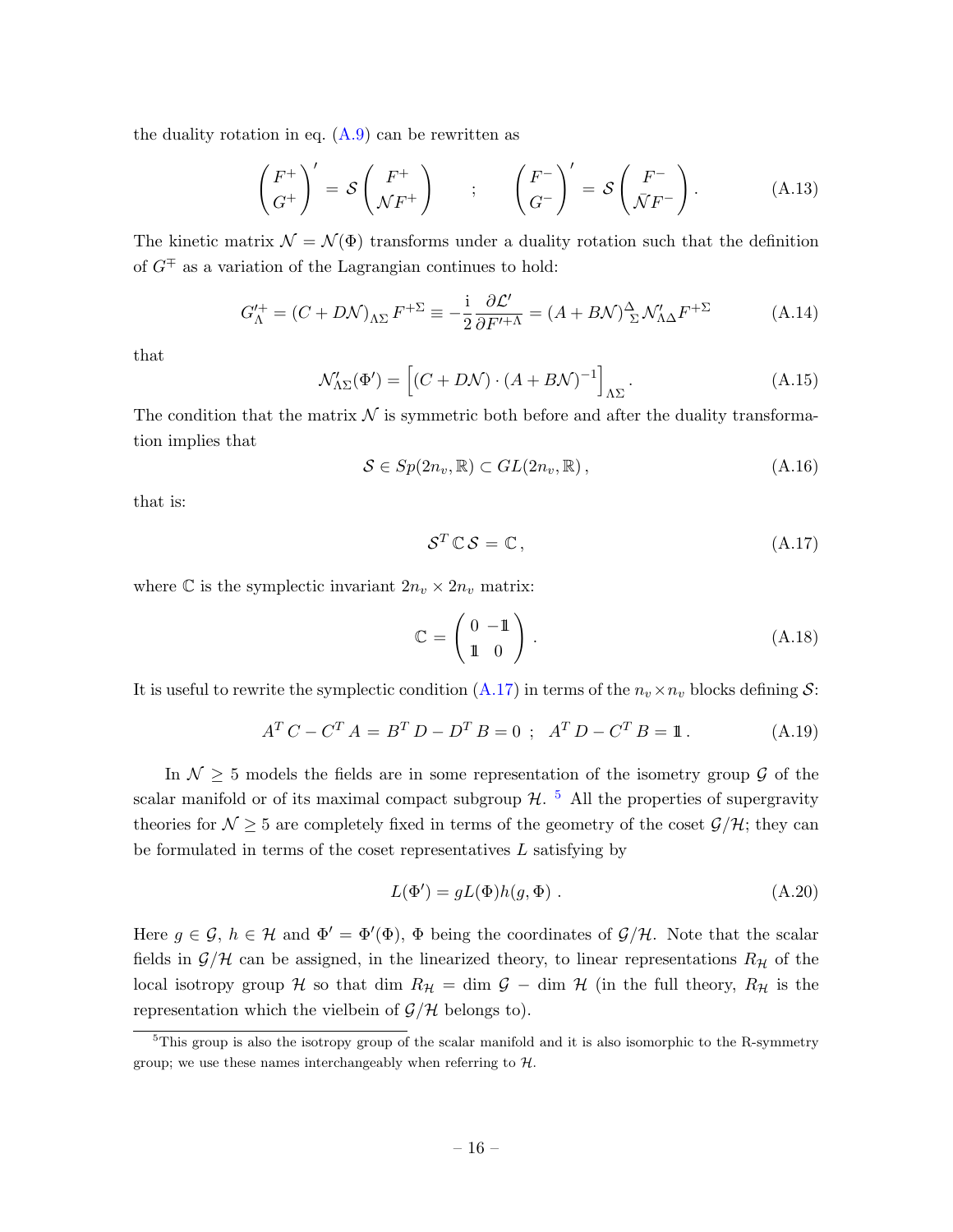the duality rotation in eq. (A.9) can be rewritten as

$$\begin{pmatrix} F^+ \\ G^+ \end{pmatrix}' = \mathcal{S} \begin{pmatrix} F^+ \\ \mathcal{N} F^+ \end{pmatrix} \qquad ; \qquad \begin{pmatrix} F^- \\ G^- \end{pmatrix}' = \mathcal{S} \begin{pmatrix} F^- \\ \bar{\mathcal{N}} F^- \end{pmatrix} . \tag{A.13}$$

The kinetic matrix $\mathcal{N} = \mathcal{N}(\Phi)$ transforms under a duality rotation such that the definition of $G^{\mp}$ as a variation of the Lagrangian continues to hold:

$$G'^{+}_{\Lambda} = (C + D\mathcal{N})_{\Lambda\Sigma} F^{+\Sigma} \equiv -\frac{\mathrm{i}}{2} \frac{\partial \mathcal{L}'}{\partial F'^{+\Lambda}} = (A + B\mathcal{N})^{\Delta}{}_{\Sigma} \mathcal{N}'_{\Lambda\Delta} F^{+\Sigma} \tag{A.14}$$

that

$$\mathcal{N}'_{\Lambda\Sigma}(\Phi') = \left[ (C + D\mathcal{N}) \cdot (A + B\mathcal{N})^{-1} \right]_{\Lambda\Sigma} . \tag{A.15}$$

The condition that the matrix $\mathcal{N}$ is symmetric both before and after the duality transformation implies that

$$\mathcal{S} \in Sp(2n_v, \mathbb{R}) \subset GL(2n_v, \mathbb{R}) , \tag{A.16}$$

that is:

$$\mathcal{S}^T \, \mathbb{C} \, \mathcal{S} = \mathbb{C} , \tag{A.17}$$

where $\mathbb{C}$ is the symplectic invariant $2n_v \times 2n_v$ matrix:

$$\mathbb{C} = \begin{pmatrix} 0 & -\mathbb{1} \\ \mathbb{1} & 0 \end{pmatrix} . \tag{A.18}$$

It is useful to rewrite the symplectic condition (A.17) in terms of the $n_v \times n_v$ blocks defining $\mathcal{S}$:

$$A^T \, C - C^T \, A = B^T \, D - D^T \, B = 0 \ \ ; \ \ A^T \, D - C^T \, B = \mathbb{1} . \tag{A.19}$$

In $\mathcal{N} \geq 5$ models the fields are in some representation of the isometry group $\mathcal{G}$ of the scalar manifold or of its maximal compact subgroup $\mathcal{H}$. [5] All the properties of supergravity theories for $\mathcal{N} \geq 5$ are completely fixed in terms of the geometry of the coset $\mathcal{G}/\mathcal{H}$; they can be formulated in terms of the coset representatives $L$ satisfying by

$$L(\Phi') = g L(\Phi) h(g, \Phi) . \tag{A.20}$$

Here $g \in \mathcal{G}$, $h \in \mathcal{H}$ and $\Phi' = \Phi'(\Phi)$, $\Phi$ being the coordinates of $\mathcal{G}/\mathcal{H}$. Note that the scalar fields in $\mathcal{G}/\mathcal{H}$ can be assigned, in the linearized theory, to linear representations $R_{\mathcal{H}}$ of the local isotropy group $\mathcal{H}$ so that dim $R_{\mathcal{H}}$ = dim $\mathcal{G}$ − dim $\mathcal{H}$ (in the full theory, $R_{\mathcal{H}}$ is the representation which the vielbein of $\mathcal{G}/\mathcal{H}$ belongs to).

[5] This group is also the isotropy group of the scalar manifold and it is also isomorphic to the R-symmetry group; we use these names interchangeably when referring to $\mathcal{H}$.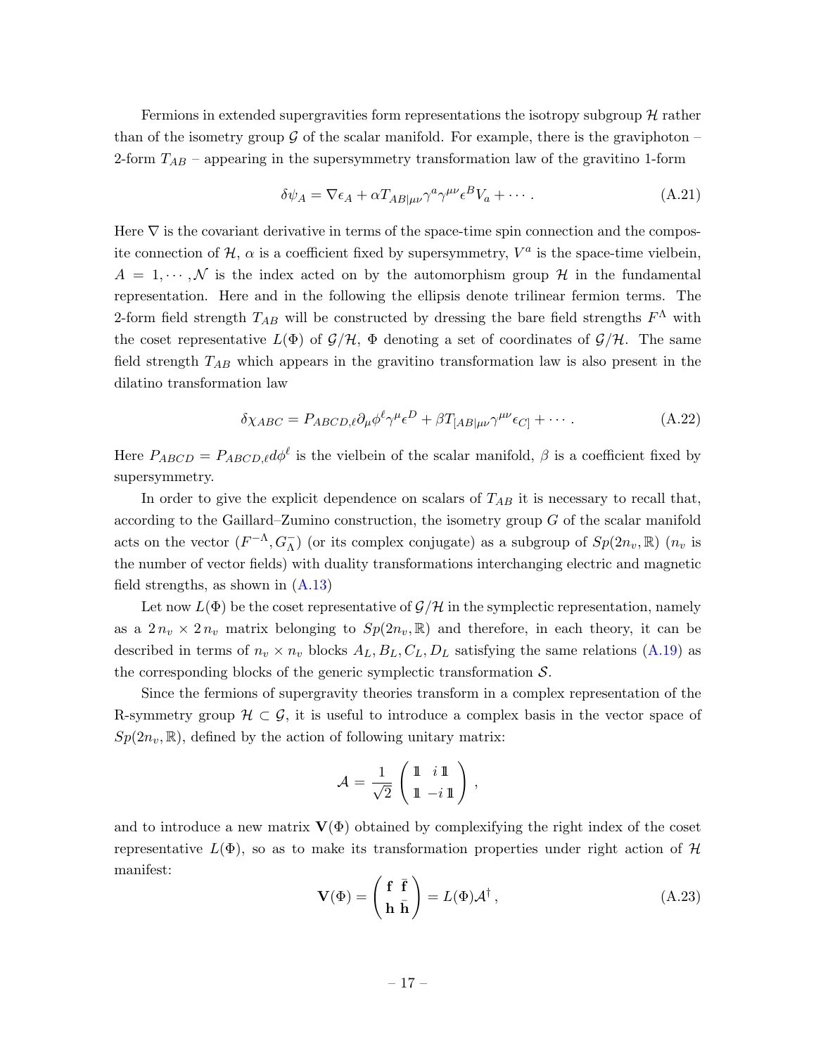Fermions in extended supergravities form representations the isotropy subgroup $\mathcal{H}$ rather than of the isometry group $\mathcal{G}$ of the scalar manifold. For example, there is the graviphoton – 2-form $T_{AB}$ – appearing in the supersymmetry transformation law of the gravitino 1-form

$$\delta\psi_A = \nabla\epsilon_A + \alpha T_{AB|\mu\nu}\gamma^a\gamma^{\mu\nu}\epsilon^B V_a + \cdots . \tag{A.21}$$

Here $\nabla$ is the covariant derivative in terms of the space-time spin connection and the composite connection of $\mathcal{H}$, $\alpha$ is a coefficient fixed by supersymmetry, $V^a$ is the space-time vielbein, $A = 1, \cdots, \mathcal{N}$ is the index acted on by the automorphism group $\mathcal{H}$ in the fundamental representation. Here and in the following the ellipsis denote trilinear fermion terms. The 2-form field strength $T_{AB}$ will be constructed by dressing the bare field strengths $F^\Lambda$ with the coset representative $L(\Phi)$ of $\mathcal{G}/\mathcal{H}$, $\Phi$ denoting a set of coordinates of $\mathcal{G}/\mathcal{H}$. The same field strength $T_{AB}$ which appears in the gravitino transformation law is also present in the dilatino transformation law

$$\delta\chi_{ABC} = P_{ABCD,\ell}\partial_\mu\phi^\ell\gamma^\mu\epsilon^D + \beta T_{[AB|\mu\nu}\gamma^{\mu\nu}\epsilon_{C]} + \cdots . \tag{A.22}$$

Here $P_{ABCD} = P_{ABCD,\ell}d\phi^\ell$ is the vielbein of the scalar manifold, $\beta$ is a coefficient fixed by supersymmetry.

In order to give the explicit dependence on scalars of $T_{AB}$ it is necessary to recall that, according to the Gaillard–Zumino construction, the isometry group $G$ of the scalar manifold acts on the vector $(F^{-\Lambda}, G^-_\Lambda)$ (or its complex conjugate) as a subgroup of $Sp(2n_v, \mathbb{R})$ ($n_v$ is the number of vector fields) with duality transformations interchanging electric and magnetic field strengths, as shown in (A.13)

Let now $L(\Phi)$ be the coset representative of $\mathcal{G}/\mathcal{H}$ in the symplectic representation, namely as a $2\,n_v \times 2\,n_v$ matrix belonging to $Sp(2n_v, \mathbb{R})$ and therefore, in each theory, it can be described in terms of $n_v \times n_v$ blocks $A_L, B_L, C_L, D_L$ satisfying the same relations (A.19) as the corresponding blocks of the generic symplectic transformation $\mathcal{S}$.

Since the fermions of supergravity theories transform in a complex representation of the R-symmetry group $\mathcal{H} \subset \mathcal{G}$, it is useful to introduce a complex basis in the vector space of $Sp(2n_v, \mathbb{R})$, defined by the action of following unitary matrix:

$$\mathcal{A} = \frac{1}{\sqrt{2}}\begin{pmatrix} \mathbb{1} & i\,\mathbb{1} \\ \mathbb{1} & -i\,\mathbb{1} \end{pmatrix},$$

and to introduce a new matrix $\mathbf{V}(\Phi)$ obtained by complexifying the right index of the coset representative $L(\Phi)$, so as to make its transformation properties under right action of $\mathcal{H}$ manifest:

$$\mathbf{V}(\Phi) = \begin{pmatrix} \mathbf{f} & \bar{\mathbf{f}} \\ \mathbf{h} & \bar{\mathbf{h}} \end{pmatrix} = L(\Phi)\mathcal{A}^\dagger, \tag{A.23}$$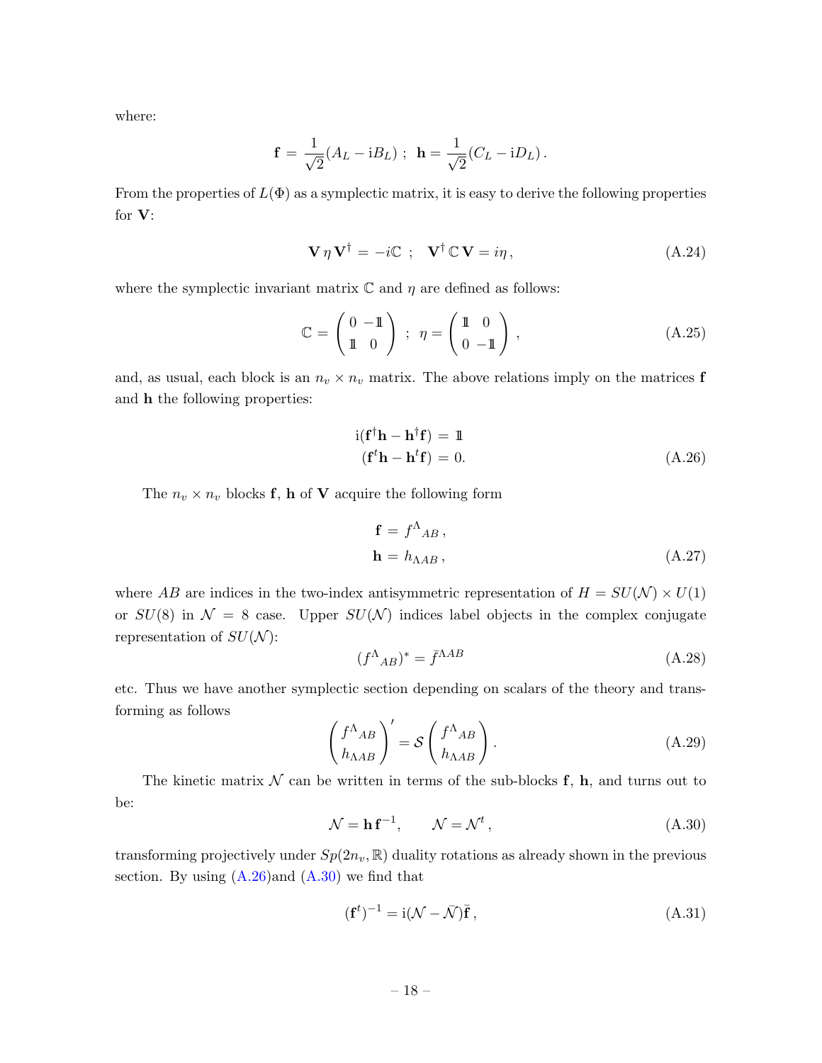where:

$$\mathbf{f} = \frac{1}{\sqrt{2}}(A_L - \mathrm{i}B_L) \; ; \; \mathbf{h} = \frac{1}{\sqrt{2}}(C_L - \mathrm{i}D_L) \, .$$

From the properties of $L(\Phi)$ as a symplectic matrix, it is easy to derive the following properties for $\mathbf{V}$:

$$\mathbf{V}\,\eta\,\mathbf{V}^\dagger = -i\mathbb{C} \;\; ; \;\; \mathbf{V}^\dagger\,\mathbb{C}\,\mathbf{V} = i\eta \, , \tag{A.24}$$

where the symplectic invariant matrix $\mathbb{C}$ and $\eta$ are defined as follows:

$$\mathbb{C} = \begin{pmatrix} 0 & -\mathbb{1} \\ \mathbb{1} & 0 \end{pmatrix} \; ; \; \eta = \begin{pmatrix} \mathbb{1} & 0 \\ 0 & -\mathbb{1} \end{pmatrix} \, , \tag{A.25}$$

and, as usual, each block is an $n_v \times n_v$ matrix. The above relations imply on the matrices $\mathbf{f}$ and $\mathbf{h}$ the following properties:

$$\begin{aligned} \mathrm{i}(\mathbf{f}^\dagger\mathbf{h} - \mathbf{h}^\dagger\mathbf{f}) &= \mathbb{1} \\ (\mathbf{f}^t\mathbf{h} - \mathbf{h}^t\mathbf{f}) &= 0. \end{aligned} \tag{A.26}$$

The $n_v \times n_v$ blocks $\mathbf{f}$, $\mathbf{h}$ of $\mathbf{V}$ acquire the following form

$$\begin{aligned} \mathbf{f} &= f^\Lambda{}_{AB} \, , \\ \mathbf{h} &= h_{\Lambda AB} \, , \end{aligned} \tag{A.27}$$

where $AB$ are indices in the two-index antisymmetric representation of $H = SU(\mathcal{N}) \times U(1)$ or $SU(8)$ in $\mathcal{N} = 8$ case. Upper $SU(\mathcal{N})$ indices label objects in the complex conjugate representation of $SU(\mathcal{N})$:

$$(f^\Lambda{}_{AB})^* = \bar{f}^{\Lambda AB} \tag{A.28}$$

etc. Thus we have another symplectic section depending on scalars of the theory and transforming as follows

$$\begin{pmatrix} f^\Lambda{}_{AB} \\ h_{\Lambda AB} \end{pmatrix}' = \mathcal{S} \begin{pmatrix} f^\Lambda{}_{AB} \\ h_{\Lambda AB} \end{pmatrix} . \tag{A.29}$$

The kinetic matrix $\mathcal{N}$ can be written in terms of the sub-blocks $\mathbf{f}$, $\mathbf{h}$, and turns out to be:

$$\mathcal{N} = \mathbf{h}\,\mathbf{f}^{-1}, \qquad \mathcal{N} = \mathcal{N}^t \, , \tag{A.30}$$

transforming projectively under $Sp(2n_v, \mathbb{R})$ duality rotations as already shown in the previous section. By using (A.26)and (A.30) we find that

$$(\mathbf{f}^t)^{-1} = \mathrm{i}(\mathcal{N} - \bar{\mathcal{N}})\bar{\mathbf{f}} \, , \tag{A.31}$$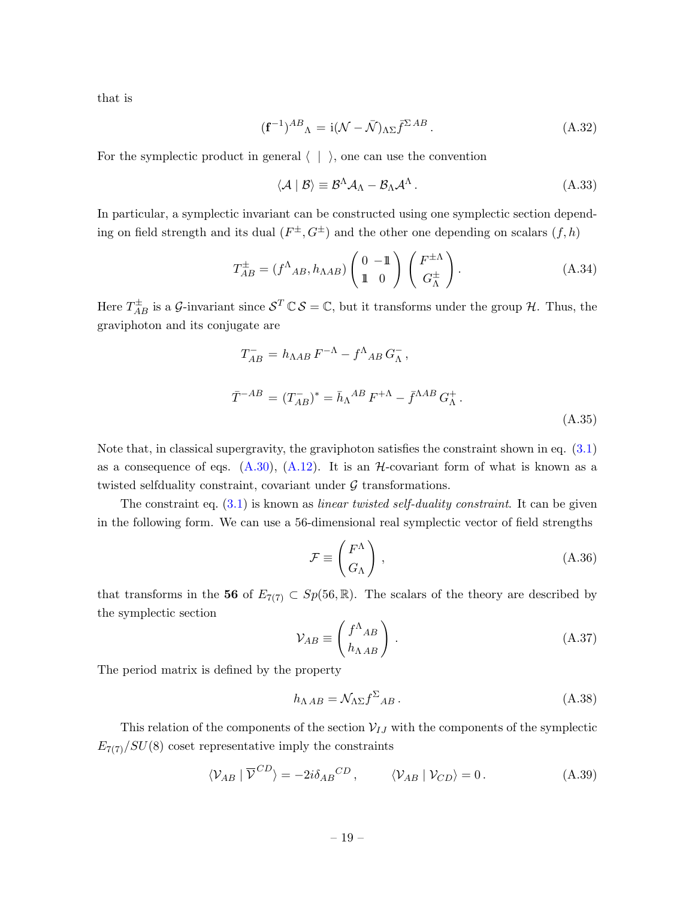that is

$$(\mathbf{f}^{-1})^{AB}{}_{\Lambda} = \mathrm{i}(\mathcal{N} - \bar{\mathcal{N}})_{\Lambda\Sigma} \bar{f}^{\Sigma\, AB} . \tag{A.32}$$

For the symplectic product in general $\langle \ \mid \ \rangle$, one can use the convention

$$\langle \mathcal{A} \mid \mathcal{B} \rangle \equiv \mathcal{B}^{\Lambda} \mathcal{A}_{\Lambda} - \mathcal{B}_{\Lambda} \mathcal{A}^{\Lambda} . \tag{A.33}$$

In particular, a symplectic invariant can be constructed using one symplectic section depending on field strength and its dual $(F^{\pm}, G^{\pm})$ and the other one depending on scalars $(f, h)$

$$T^{\pm}_{AB} = (f^{\Lambda}{}_{AB}, h_{\Lambda AB}) \begin{pmatrix} 0 & -\mathbb{1} \\ \mathbb{1} & 0 \end{pmatrix} \begin{pmatrix} F^{\pm \Lambda} \\ G^{\pm}_{\Lambda} \end{pmatrix} . \tag{A.34}$$

Here $T^{\pm}_{AB}$ is a $\mathcal{G}$-invariant since $\mathcal{S}^T \, \mathbb{C} \, \mathcal{S} = \mathbb{C}$, but it transforms under the group $\mathcal{H}$. Thus, the graviphoton and its conjugate are

$$\begin{aligned} T^{-}_{AB} &= h_{\Lambda AB} \, F^{-\Lambda} - f^{\Lambda}{}_{AB} \, G^{-}_{\Lambda} , \\ \bar{T}^{-AB} &= (T^{-}_{AB})^{*} = \bar{h}_{\Lambda}{}^{AB} \, F^{+\Lambda} - \bar{f}^{\Lambda AB} \, G^{+}_{\Lambda} . \end{aligned} \tag{A.35}$$

Note that, in classical supergravity, the graviphoton satisfies the constraint shown in eq. (3.1) as a consequence of eqs. (A.30), (A.12). It is an $\mathcal{H}$-covariant form of what is known as a twisted selfduality constraint, covariant under $\mathcal{G}$ transformations.

The constraint eq. (3.1) is known as *linear twisted self-duality constraint*. It can be given in the following form. We can use a 56-dimensional real symplectic vector of field strengths

$$\mathcal{F} \equiv \begin{pmatrix} F^{\Lambda} \\ G_{\Lambda} \end{pmatrix} , \tag{A.36}$$

that transforms in the **56** of $E_{7(7)} \subset Sp(56, \mathbb{R})$. The scalars of the theory are described by the symplectic section

$$\mathcal{V}_{AB} \equiv \begin{pmatrix} f^{\Lambda}{}_{AB} \\ h_{\Lambda\, AB} \end{pmatrix} . \tag{A.37}$$

The period matrix is defined by the property

$$h_{\Lambda\, AB} = \mathcal{N}_{\Lambda\Sigma} f^{\Sigma}{}_{AB} . \tag{A.38}$$

This relation of the components of the section $\mathcal{V}_{IJ}$ with the components of the symplectic $E_{7(7)}/SU(8)$ coset representative imply the constraints

$$\langle \mathcal{V}_{AB} \mid \overline{\mathcal{V}}^{CD} \rangle = -2i \delta_{AB}{}^{CD} , \qquad \langle \mathcal{V}_{AB} \mid \mathcal{V}_{CD} \rangle = 0 . \tag{A.39}$$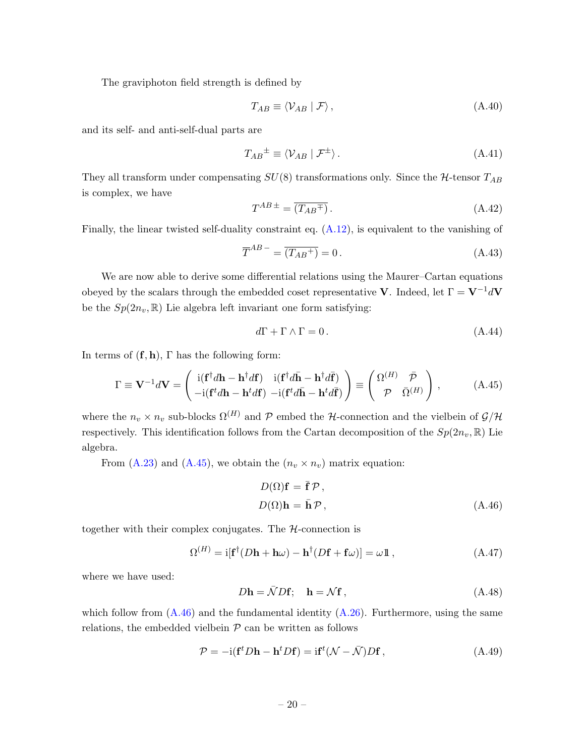The graviphoton field strength is defined by

$$T_{AB} \equiv \langle \mathcal{V}_{AB} \mid \mathcal{F} \rangle \,, \tag{A.40}$$

and its self- and anti-self-dual parts are

$$T_{AB}{}^{\pm} \equiv \langle \mathcal{V}_{AB} \mid \mathcal{F}^{\pm} \rangle \,. \tag{A.41}$$

They all transform under compensating $SU(8)$ transformations only. Since the $\mathcal{H}$-tensor $T_{AB}$ is complex, we have

$$T^{AB\,\pm} = \overline{(T_{AB}{}^{\mp})} \,. \tag{A.42}$$

Finally, the linear twisted self-duality constraint eq. (A.12), is equivalent to the vanishing of

$$\overline{T}^{AB\,-} = \overline{(T_{AB}{}^{+})} = 0 \,. \tag{A.43}$$

We are now able to derive some differential relations using the Maurer–Cartan equations obeyed by the scalars through the embedded coset representative $\mathbf{V}$. Indeed, let $\Gamma = \mathbf{V}^{-1} d\mathbf{V}$ be the $Sp(2n_v, \mathbb{R})$ Lie algebra left invariant one form satisfying:

$$d\Gamma + \Gamma \wedge \Gamma = 0 \,. \tag{A.44}$$

In terms of $(\mathbf{f}, \mathbf{h})$, $\Gamma$ has the following form:

$$\Gamma \equiv \mathbf{V}^{-1} d\mathbf{V} = \begin{pmatrix} \mathrm{i}(\mathbf{f}^{\dagger} d\mathbf{h} - \mathbf{h}^{\dagger} d\mathbf{f}) & \mathrm{i}(\mathbf{f}^{\dagger} d\bar{\mathbf{h}} - \mathbf{h}^{\dagger} d\bar{\mathbf{f}}) \\ -\mathrm{i}(\mathbf{f}^{t} d\mathbf{h} - \mathbf{h}^{t} d\mathbf{f}) & -\mathrm{i}(\mathbf{f}^{t} d\bar{\mathbf{h}} - \mathbf{h}^{t} d\bar{\mathbf{f}}) \end{pmatrix} \equiv \begin{pmatrix} \Omega^{(H)} & \bar{\mathcal{P}} \\ \mathcal{P} & \bar{\Omega}^{(H)} \end{pmatrix} \,, \tag{A.45}$$

where the $n_v \times n_v$ sub-blocks $\Omega^{(H)}$ and $\mathcal{P}$ embed the $\mathcal{H}$-connection and the vielbein of $\mathcal{G}/\mathcal{H}$ respectively. This identification follows from the Cartan decomposition of the $Sp(2n_v, \mathbb{R})$ Lie algebra.

From (A.23) and (A.45), we obtain the $(n_v \times n_v)$ matrix equation:

$$\begin{aligned} D(\Omega)\mathbf{f} &= \bar{\mathbf{f}}\,\mathcal{P} \,, \\ D(\Omega)\mathbf{h} &= \bar{\mathbf{h}}\,\mathcal{P} \,, \end{aligned} \tag{A.46}$$

together with their complex conjugates. The $\mathcal{H}$-connection is

$$\Omega^{(H)} = \mathrm{i}[\mathbf{f}^{\dagger}(D\mathbf{h} + \mathbf{h}\omega) - \mathbf{h}^{\dagger}(D\mathbf{f} + \mathbf{f}\omega)] = \omega \mathbb{1} \,, \tag{A.47}$$

where we have used:

$$D\mathbf{h} = \bar{\mathcal{N}} D\mathbf{f}; \quad \mathbf{h} = \mathcal{N}\mathbf{f} \,, \tag{A.48}$$

which follow from (A.46) and the fundamental identity (A.26). Furthermore, using the same relations, the embedded vielbein $\mathcal{P}$ can be written as follows

$$\mathcal{P} = -\mathrm{i}(\mathbf{f}^{t} D\mathbf{h} - \mathbf{h}^{t} D\mathbf{f}) = \mathrm{i}\mathbf{f}^{t}(\mathcal{N} - \bar{\mathcal{N}}) D\mathbf{f} \,, \tag{A.49}$$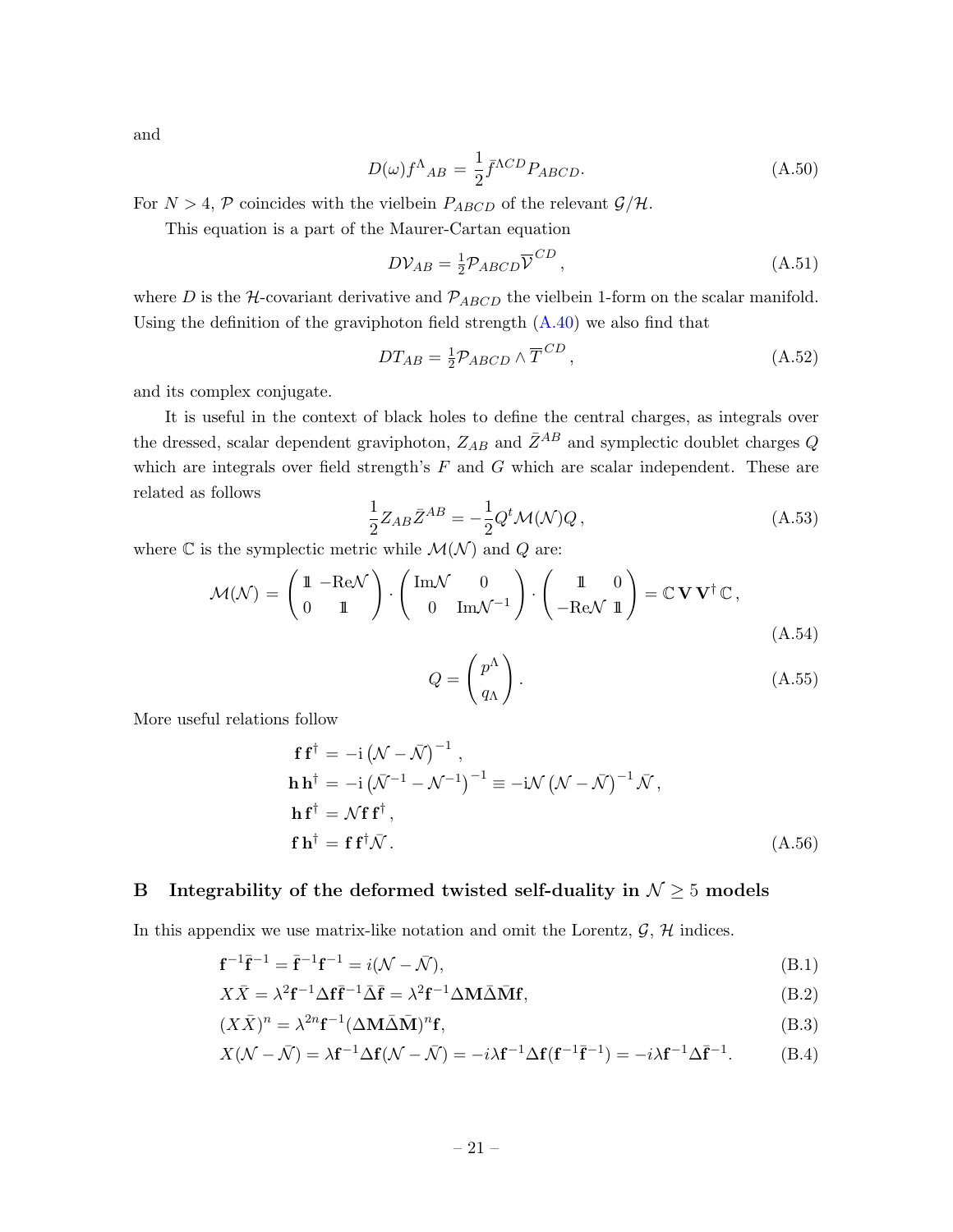and

$$
D(\omega) f^{\Lambda}{}_{AB} = \frac{1}{2} \bar{f}^{\Lambda CD} P_{ABCD}. \tag{A.50}
$$

For $N > 4$, $\mathcal{P}$ coincides with the vielbein $P_{ABCD}$ of the relevant $\mathcal{G}/\mathcal{H}$.

This equation is a part of the Maurer-Cartan equation

$$
D\mathcal{V}_{AB} = \tfrac{1}{2} \mathcal{P}_{ABCD} \overline{\mathcal{V}}^{CD} , \tag{A.51}
$$

where $D$ is the $\mathcal{H}$-covariant derivative and $\mathcal{P}_{ABCD}$ the vielbein 1-form on the scalar manifold. Using the definition of the graviphoton field strength (A.40) we also find that

$$
DT_{AB} = \tfrac{1}{2} \mathcal{P}_{ABCD} \wedge \overline{T}^{CD} , \tag{A.52}
$$

and its complex conjugate.

It is useful in the context of black holes to define the central charges, as integrals over the dressed, scalar dependent graviphoton, $Z_{AB}$ and $\bar{Z}^{AB}$ and symplectic doublet charges $Q$ which are integrals over field strength's $F$ and $G$ which are scalar independent. These are related as follows

$$
\frac{1}{2} Z_{AB} \bar{Z}^{AB} = -\frac{1}{2} Q^t \mathcal{M}(\mathcal{N}) Q , \tag{A.53}
$$

where $\mathbb{C}$ is the symplectic metric while $\mathcal{M}(\mathcal{N})$ and $Q$ are:

$$
\mathcal{M}(\mathcal{N}) = \begin{pmatrix} \mathbb{1} & -\mathrm{Re}\mathcal{N} \\ 0 & \mathbb{1} \end{pmatrix} \cdot \begin{pmatrix} \mathrm{Im}\mathcal{N} & 0 \\ 0 & \mathrm{Im}\mathcal{N}^{-1} \end{pmatrix} \cdot \begin{pmatrix} \mathbb{1} & 0 \\ -\mathrm{Re}\mathcal{N} & \mathbb{1} \end{pmatrix} = \mathbb{C} \, \mathbf{V} \, \mathbf{V}^{\dagger} \, \mathbb{C} , \tag{A.54}
$$

$$
Q = \begin{pmatrix} p^{\Lambda} \\ q_{\Lambda} \end{pmatrix} . \tag{A.55}
$$

More useful relations follow

$$
\begin{aligned}
\mathbf{f}\,\mathbf{f}^{\dagger} &= -\mathrm{i} \left( \mathcal{N} - \bar{\mathcal{N}} \right)^{-1} , \\
\mathbf{h}\,\mathbf{h}^{\dagger} &= -\mathrm{i} \left( \bar{\mathcal{N}}^{-1} - \mathcal{N}^{-1} \right)^{-1} \equiv -\mathrm{i} \mathcal{N} \left( \mathcal{N} - \bar{\mathcal{N}} \right)^{-1} \bar{\mathcal{N}} , \\
\mathbf{h}\,\mathbf{f}^{\dagger} &= \mathcal{N} \mathbf{f}\,\mathbf{f}^{\dagger} , \\
\mathbf{f}\,\mathbf{h}^{\dagger} &= \mathbf{f}\,\mathbf{f}^{\dagger} \bar{\mathcal{N}} .
\end{aligned} \tag{A.56}
$$

## B Integrability of the deformed twisted self-duality in $\mathcal{N} \geq 5$ models

In this appendix we use matrix-like notation and omit the Lorentz, $\mathcal{G}$, $\mathcal{H}$ indices.

$$
\mathbf{f}^{-1} \bar{\mathbf{f}}^{-1} = \bar{\mathbf{f}}^{-1} \mathbf{f}^{-1} = i(\mathcal{N} - \bar{\mathcal{N}}), \tag{B.1}
$$

$$
X\bar{X} = \lambda^2 \mathbf{f}^{-1} \Delta \mathbf{f} \bar{\mathbf{f}}^{-1} \bar{\Delta} \bar{\mathbf{f}} = \lambda^2 \mathbf{f}^{-1} \Delta \mathbf{M} \bar{\Delta} \bar{\mathbf{M}} \mathbf{f}, \tag{B.2}
$$

$$
(X\bar{X})^n = \lambda^{2n} \mathbf{f}^{-1} (\Delta \mathbf{M} \bar{\Delta} \bar{\mathbf{M}})^n \mathbf{f}, \tag{B.3}
$$

$$
X(\mathcal{N} - \bar{\mathcal{N}}) = \lambda \mathbf{f}^{-1} \Delta \mathbf{f} (\mathcal{N} - \bar{\mathcal{N}}) = -i\lambda \mathbf{f}^{-1} \Delta \mathbf{f} (\mathbf{f}^{-1} \bar{\mathbf{f}}^{-1}) = -i\lambda \mathbf{f}^{-1} \Delta \bar{\mathbf{f}}^{-1}. \tag{B.4}
$$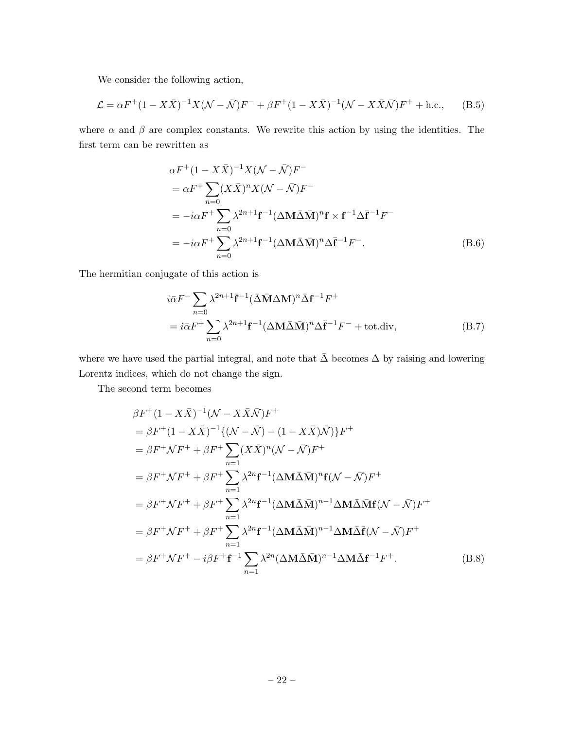We consider the following action,

$$\mathcal{L} = \alpha F^+ (1 - X\bar{X})^{-1} X(\mathcal{N} - \bar{\mathcal{N}}) F^- + \beta F^+ (1 - X\bar{X})^{-1} (\mathcal{N} - X\bar{X}\bar{\mathcal{N}}) F^+ + \text{h.c.}, \tag{B.5}$$

where $\alpha$ and $\beta$ are complex constants. We rewrite this action by using the identities. The first term can be rewritten as

$$\begin{aligned}
&\alpha F^+ (1 - X\bar{X})^{-1} X(\mathcal{N} - \bar{\mathcal{N}}) F^- \\
&= \alpha F^+ \sum_{n=0} (X\bar{X})^n X(\mathcal{N} - \bar{\mathcal{N}}) F^- \\
&= -i\alpha F^+ \sum_{n=0} \lambda^{2n+1} \mathbf{f}^{-1} (\Delta \mathbf{M} \bar{\Delta} \bar{\mathbf{M}})^n \mathbf{f} \times \mathbf{f}^{-1} \Delta \bar{\mathbf{f}}^{-1} F^- \\
&= -i\alpha F^+ \sum_{n=0} \lambda^{2n+1} \mathbf{f}^{-1} (\Delta \mathbf{M} \bar{\Delta} \bar{\mathbf{M}})^n \Delta \bar{\mathbf{f}}^{-1} F^-.
\end{aligned} \tag{B.6}$$

The hermitian conjugate of this action is

$$\begin{aligned}
&i\bar{\alpha} F^- \sum_{n=0} \lambda^{2n+1} \bar{\mathbf{f}}^{-1} (\bar{\Delta} \bar{\mathbf{M}} \Delta \mathbf{M})^n \bar{\Delta} \mathbf{f}^{-1} F^+ \\
&= i\bar{\alpha} F^+ \sum_{n=0} \lambda^{2n+1} \mathbf{f}^{-1} (\Delta \mathbf{M} \bar{\Delta} \bar{\mathbf{M}})^n \Delta \bar{\mathbf{f}}^{-1} F^- + \text{tot.div},
\end{aligned} \tag{B.7}$$

where we have used the partial integral, and note that $\bar{\Delta}$ becomes $\Delta$ by raising and lowering Lorentz indices, which do not change the sign.

The second term becomes

$$\begin{aligned}
&\beta F^+ (1 - X\bar{X})^{-1} (\mathcal{N} - X\bar{X}\bar{\mathcal{N}}) F^+ \\
&= \beta F^+ (1 - X\bar{X})^{-1} \{(\mathcal{N} - \bar{\mathcal{N}}) - (1 - X\bar{X})\bar{\mathcal{N}})\} F^+ \\
&= \beta F^+ \mathcal{N} F^+ + \beta F^+ \sum_{n=1} (X\bar{X})^n (\mathcal{N} - \bar{\mathcal{N}}) F^+ \\
&= \beta F^+ \mathcal{N} F^+ + \beta F^+ \sum_{n=1} \lambda^{2n} \mathbf{f}^{-1} (\Delta \mathbf{M} \bar{\Delta} \bar{\mathbf{M}})^n \mathbf{f} (\mathcal{N} - \bar{\mathcal{N}}) F^+ \\
&= \beta F^+ \mathcal{N} F^+ + \beta F^+ \sum_{n=1} \lambda^{2n} \mathbf{f}^{-1} (\Delta \mathbf{M} \bar{\Delta} \bar{\mathbf{M}})^{n-1} \Delta \mathbf{M} \bar{\Delta} \bar{\mathbf{M}} \mathbf{f} (\mathcal{N} - \bar{\mathcal{N}}) F^+ \\
&= \beta F^+ \mathcal{N} F^+ + \beta F^+ \sum_{n=1} \lambda^{2n} \mathbf{f}^{-1} (\Delta \mathbf{M} \bar{\Delta} \bar{\mathbf{M}})^{n-1} \Delta \mathbf{M} \bar{\Delta} \bar{\mathbf{f}} (\mathcal{N} - \bar{\mathcal{N}}) F^+ \\
&= \beta F^+ \mathcal{N} F^+ - i\beta F^+ \mathbf{f}^{-1} \sum_{n=1} \lambda^{2n} (\Delta \mathbf{M} \bar{\Delta} \bar{\mathbf{M}})^{n-1} \Delta \mathbf{M} \bar{\Delta} \mathbf{f}^{-1} F^+.
\end{aligned} \tag{B.8}$$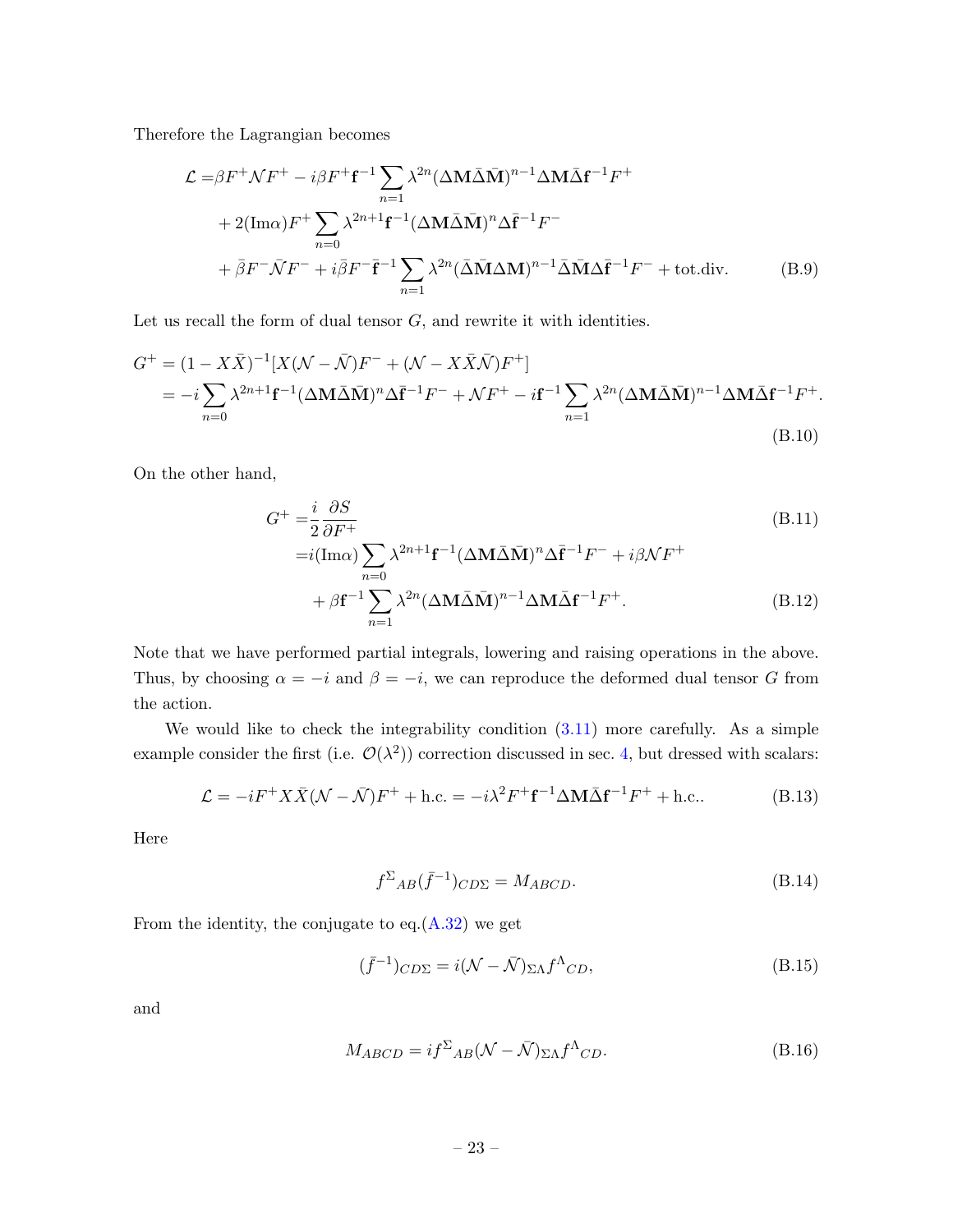Therefore the Lagrangian becomes

$$
\begin{aligned}
\mathcal{L} =& \beta F^+ \mathcal{N} F^+ - i\beta F^+ \mathbf{f}^{-1} \sum_{n=1} \lambda^{2n} (\Delta \mathbf{M} \bar{\Delta} \bar{\mathbf{M}})^{n-1} \Delta \mathbf{M} \bar{\Delta} \mathbf{f}^{-1} F^+ \\
&+ 2(\mathrm{Im}\alpha) F^+ \sum_{n=0} \lambda^{2n+1} \mathbf{f}^{-1} (\Delta \mathbf{M} \bar{\Delta} \bar{\mathbf{M}})^n \Delta \bar{\mathbf{f}}^{-1} F^- \\
&+ \bar{\beta} F^- \bar{\mathcal{N}} F^- + i\bar{\beta} F^- \bar{\mathbf{f}}^{-1} \sum_{n=1} \lambda^{2n} (\bar{\Delta} \bar{\mathbf{M}} \Delta \mathbf{M})^{n-1} \bar{\Delta} \bar{\mathbf{M}} \Delta \bar{\mathbf{f}}^{-1} F^- + \text{tot.div.}
\end{aligned}
\tag{B.9}
$$

Let us recall the form of dual tensor $G$, and rewrite it with identities.

$$
\begin{aligned}
G^+ &= (1 - X\bar{X})^{-1}[X(\mathcal{N} - \bar{\mathcal{N}})F^- + (\mathcal{N} - X\bar{X}\bar{\mathcal{N}})F^+] \\
&= -i \sum_{n=0} \lambda^{2n+1} \mathbf{f}^{-1} (\Delta \mathbf{M} \bar{\Delta} \bar{\mathbf{M}})^n \Delta \bar{\mathbf{f}}^{-1} F^- + \mathcal{N} F^+ - i \mathbf{f}^{-1} \sum_{n=1} \lambda^{2n} (\Delta \mathbf{M} \bar{\Delta} \bar{\mathbf{M}})^{n-1} \Delta \mathbf{M} \bar{\Delta} \mathbf{f}^{-1} F^+.
\end{aligned}
\tag{B.10}
$$

On the other hand,

$$
G^+ = \frac{i}{2} \frac{\partial S}{\partial F^+}
\tag{B.11}
$$

$$
\begin{aligned}
&= i(\mathrm{Im}\alpha) \sum_{n=0} \lambda^{2n+1} \mathbf{f}^{-1} (\Delta \mathbf{M} \bar{\Delta} \bar{\mathbf{M}})^n \Delta \bar{\mathbf{f}}^{-1} F^- + i\beta \mathcal{N} F^+ \\
&\quad + \beta \mathbf{f}^{-1} \sum_{n=1} \lambda^{2n} (\Delta \mathbf{M} \bar{\Delta} \bar{\mathbf{M}})^{n-1} \Delta \mathbf{M} \bar{\Delta} \mathbf{f}^{-1} F^+.
\end{aligned}
\tag{B.12}
$$

Note that we have performed partial integrals, lowering and raising operations in the above. Thus, by choosing $\alpha = -i$ and $\beta = -i$, we can reproduce the deformed dual tensor $G$ from the action.

We would like to check the integrability condition (3.11) more carefully. As a simple example consider the first (i.e. $\mathcal{O}(\lambda^2)$) correction discussed in sec. 4, but dressed with scalars:

$$
\mathcal{L} = -iF^+ X\bar{X}(\mathcal{N} - \bar{\mathcal{N}})F^+ + \text{h.c.} = -i\lambda^2 F^+ \mathbf{f}^{-1} \Delta \mathbf{M} \bar{\Delta} \mathbf{f}^{-1} F^+ + \text{h.c.}.
\tag{B.13}
$$

Here

$$
f^{\Sigma}{}_{AB} (\bar{f}^{-1})_{CD\Sigma} = M_{ABCD}.
\tag{B.14}
$$

From the identity, the conjugate to eq.(A.32) we get

$$
(\bar{f}^{-1})_{CD\Sigma} = i(\mathcal{N} - \bar{\mathcal{N}})_{\Sigma\Lambda} f^{\Lambda}{}_{CD},
\tag{B.15}
$$

and

$$
M_{ABCD} = i f^{\Sigma}{}_{AB} (\mathcal{N} - \bar{\mathcal{N}})_{\Sigma\Lambda} f^{\Lambda}{}_{CD}.
\tag{B.16}
$$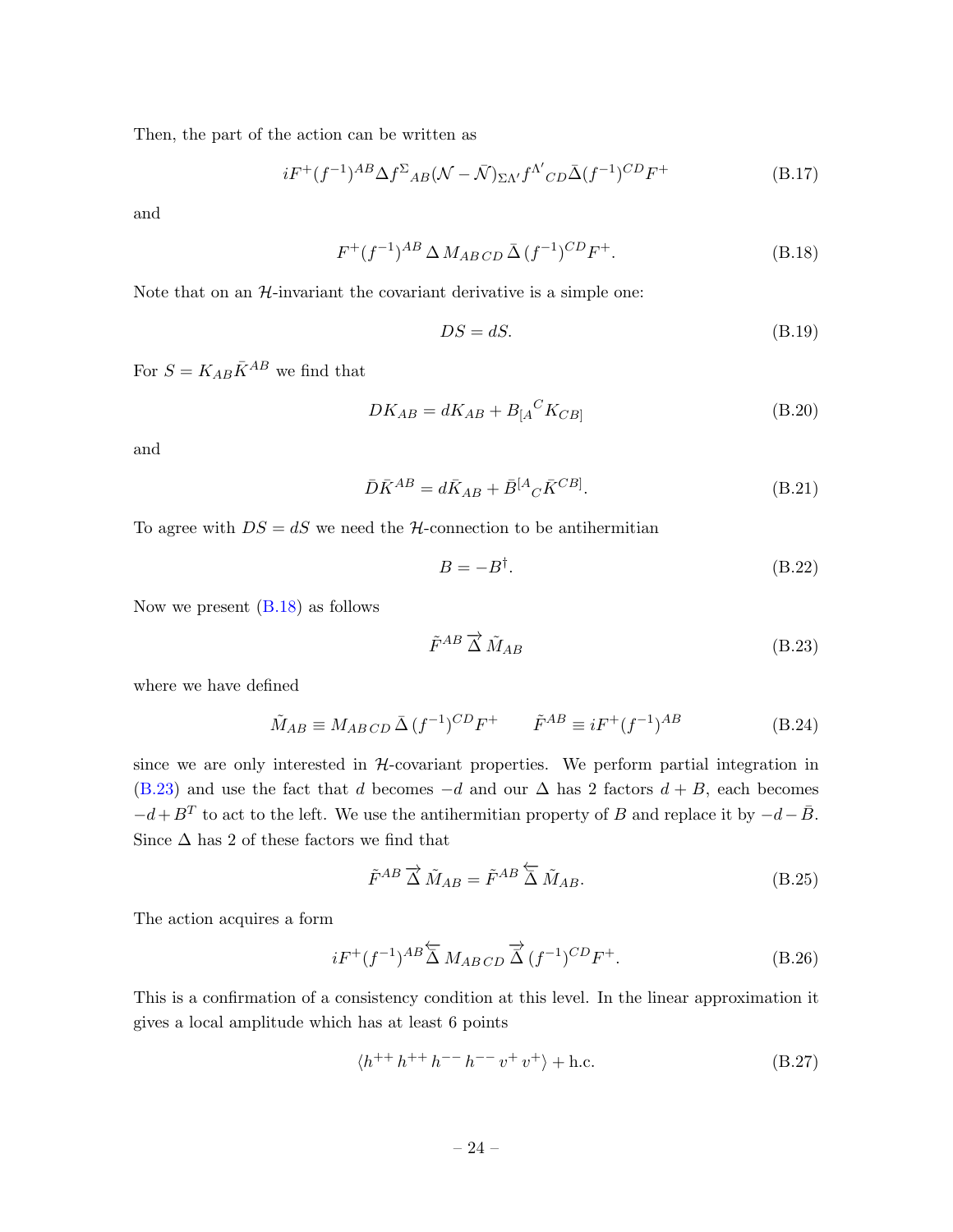Then, the part of the action can be written as

$$iF^+(f^{-1})^{AB}\Delta f^{\Sigma}{}_{AB}(\mathcal{N}-\bar{\mathcal{N}})_{\Sigma\Lambda'}f^{\Lambda'}{}_{CD}\bar{\Delta}(f^{-1})^{CD}F^+ \tag{B.17}$$

and

$$F^+(f^{-1})^{AB}\,\Delta\,M_{AB\,CD}\,\bar{\Delta}\,(f^{-1})^{CD}F^+. \tag{B.18}$$

Note that on an $\mathcal{H}$-invariant the covariant derivative is a simple one:

$$DS = dS. \tag{B.19}$$

For $S = K_{AB}\bar{K}^{AB}$ we find that

$$DK_{AB} = dK_{AB} + B_{[A}{}^{C}K_{CB]} \tag{B.20}$$

and

$$\bar{D}\bar{K}^{AB} = d\bar{K}_{AB} + \bar{B}^{[A}{}_{C}\bar{K}^{CB]}. \tag{B.21}$$

To agree with $DS = dS$ we need the $\mathcal{H}$-connection to be antihermitian

$$B = -B^{\dagger}. \tag{B.22}$$

Now we present (B.18) as follows

$$\tilde{F}^{AB}\,\overrightarrow{\Delta}\,\tilde{M}_{AB} \tag{B.23}$$

where we have defined

$$\tilde{M}_{AB} \equiv M_{AB\,CD}\,\bar{\Delta}\,(f^{-1})^{CD}F^+ \qquad \tilde{F}^{AB} \equiv iF^+(f^{-1})^{AB} \tag{B.24}$$

since we are only interested in $\mathcal{H}$-covariant properties. We perform partial integration in (B.23) and use the fact that $d$ becomes $-d$ and our $\Delta$ has 2 factors $d+B$, each becomes $-d+B^T$ to act to the left. We use the antihermitian property of $B$ and replace it by $-d-\bar{B}$. Since $\Delta$ has 2 of these factors we find that

$$\tilde{F}^{AB}\,\overrightarrow{\Delta}\,\tilde{M}_{AB} = \tilde{F}^{AB}\,\overleftarrow{\bar{\Delta}}\,\tilde{M}_{AB}. \tag{B.25}$$

The action acquires a form

$$iF^+(f^{-1})^{AB}\overleftarrow{\bar{\Delta}}\,M_{AB\,CD}\,\overrightarrow{\bar{\Delta}}\,(f^{-1})^{CD}F^+. \tag{B.26}$$

This is a confirmation of a consistency condition at this level. In the linear approximation it gives a local amplitude which has at least 6 points

$$\langle h^{++}\,h^{++}\,h^{--}\,h^{--}\,v^+\,v^+\rangle + \text{h.c.} \tag{B.27}$$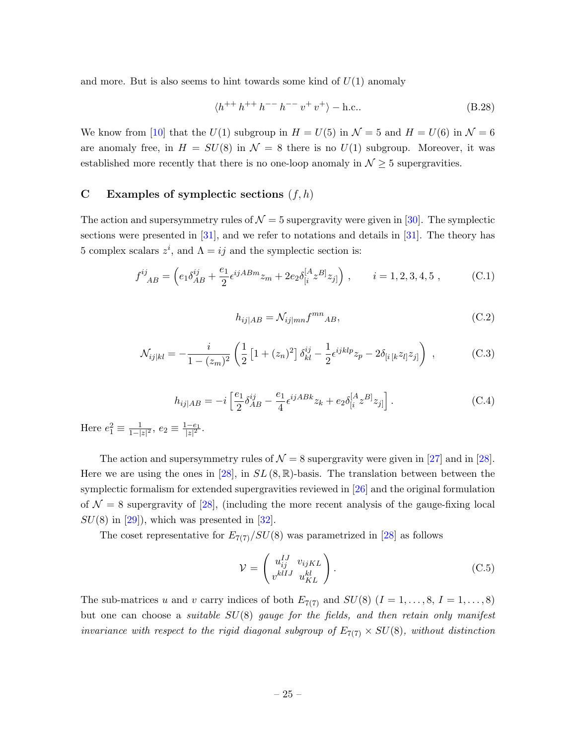and more. But is also seems to hint towards some kind of $U(1)$ anomaly

$$\langle h^{++}\, h^{++}\, h^{--}\, h^{--}\, v^+\, v^+\rangle - \text{h.c.}. \tag{B.28}$$

We know from [10] that the $U(1)$ subgroup in $H = U(5)$ in $\mathcal{N} = 5$ and $H = U(6)$ in $\mathcal{N} = 6$ are anomaly free, in $H = SU(8)$ in $\mathcal{N} = 8$ there is no $U(1)$ subgroup. Moreover, it was established more recently that there is no one-loop anomaly in $\mathcal{N} \geq 5$ supergravities.

## C Examples of symplectic sections $(f, h)$

The action and supersymmetry rules of $\mathcal{N} = 5$ supergravity were given in [30]. The symplectic sections were presented in [31], and we refer to notations and details in [31]. The theory has 5 complex scalars $z^i$, and $\Lambda = ij$ and the symplectic section is:

$$f^{ij}{}_{AB} = \left( e_1 \delta^{ij}_{AB} + \frac{e_1}{2} \epsilon^{ijABm} z_m + 2 e_2 \delta^{[A}_{[i} z^{B]} z_{j]} \right) , \qquad i = 1, 2, 3, 4, 5 \ , \tag{C.1}$$

$$h_{ij|AB} = \mathcal{N}_{ij|mn} f^{mn}{}_{AB}, \tag{C.2}$$

$$\mathcal{N}_{ij|kl} = -\frac{i}{1 - (z_m)^2} \left( \frac{1}{2} \left[ 1 + (z_n)^2 \right] \delta^{ij}_{kl} - \frac{1}{2} \epsilon^{ijklp} z_p - 2 \delta_{[i\,[k} z_{l]} z_{j]} \right) \ , \tag{C.3}$$

$$h_{ij|AB} = -i \left[ \frac{e_1}{2} \delta^{ij}_{AB} - \frac{e_1}{4} \epsilon^{ijABk} z_k + e_2 \delta^{[A}_{[i} z^{B]} z_{j]} \right] . \tag{C.4}$$

Here $e_1^2 \equiv \frac{1}{1 - |z|^2}$, $e_2 \equiv \frac{1 - e_1}{|z|^2}$.

The action and supersymmetry rules of $\mathcal{N} = 8$ supergravity were given in [27] and in [28]. Here we are using the ones in [28], in $SL(8, \mathbb{R})$-basis. The translation between between the symplectic formalism for extended supergravities reviewed in [26] and the original formulation of $\mathcal{N} = 8$ supergravity of [28], (including the more recent analysis of the gauge-fixing local $SU(8)$ in [29]), which was presented in [32].

The coset representative for $E_{7(7)}/SU(8)$ was parametrized in [28] as follows

$$\mathcal{V} = \begin{pmatrix} u_{ij}^{IJ} & v_{ijKL} \\ v^{klIJ} & u^{kl}_{KL} \end{pmatrix} . \tag{C.5}$$

The sub-matrices $u$ and $v$ carry indices of both $E_{7(7)}$ and $SU(8)$ ($I = 1, \ldots, 8$, $I = 1, \ldots, 8$) but one can choose a *suitable $SU(8)$ gauge for the fields, and then retain only manifest invariance with respect to the rigid diagonal subgroup of $E_{7(7)} \times SU(8)$, without distinction*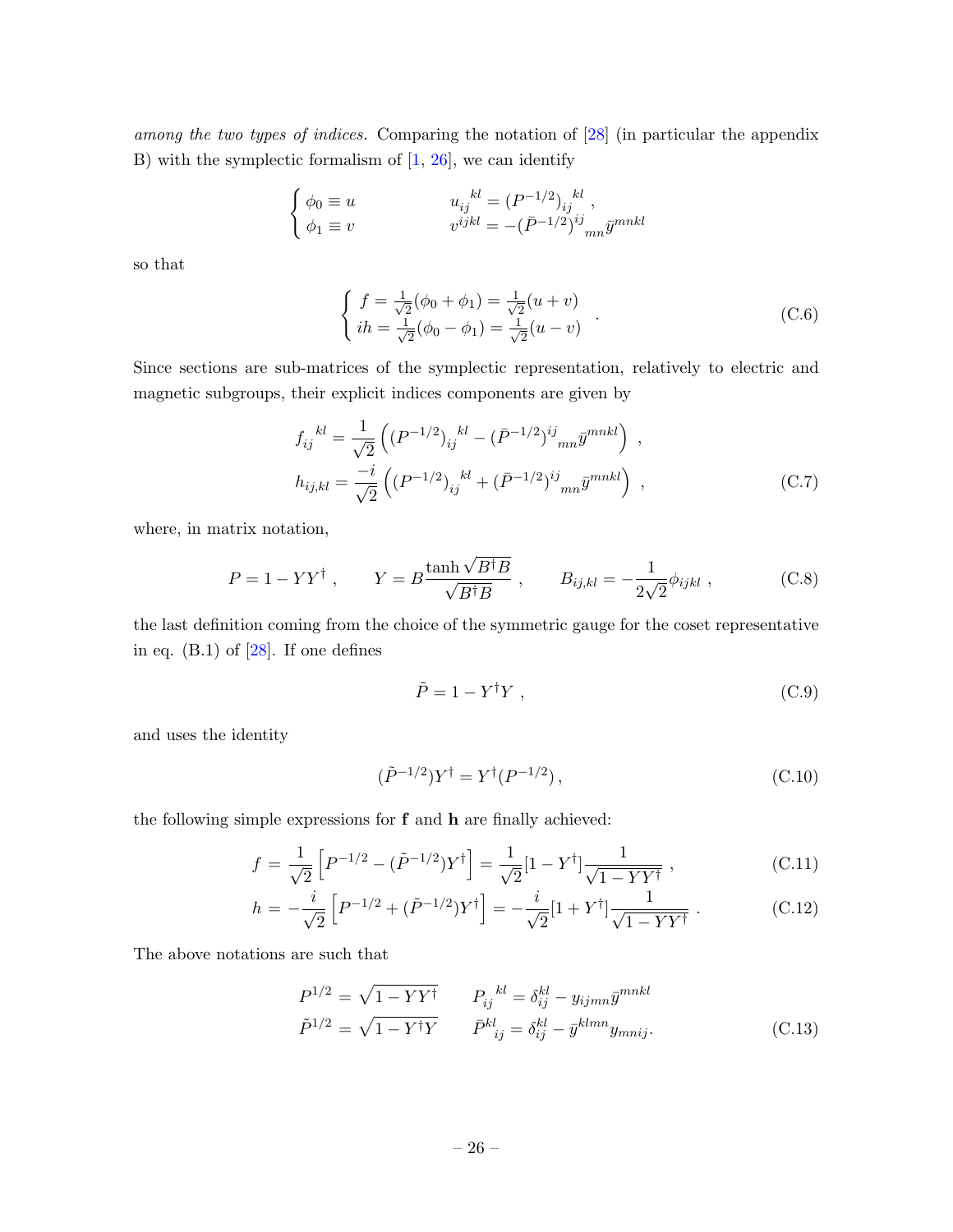*among the two types of indices.* Comparing the notation of [28] (in particular the appendix B) with the symplectic formalism of [1, 26], we can identify

$$\begin{cases} \phi_0 \equiv u & \qquad {u_{ij}}^{kl} = {(P^{-1/2})_{ij}}^{kl} \,, \\ \phi_1 \equiv v & \qquad v^{ijkl} = -{(\bar{P}^{-1/2})^{ij}}_{mn} \bar{y}^{mnkl} \end{cases}$$

so that

$$\begin{cases} f = \frac{1}{\sqrt{2}}(\phi_0 + \phi_1) = \frac{1}{\sqrt{2}}(u+v) \\ ih = \frac{1}{\sqrt{2}}(\phi_0 - \phi_1) = \frac{1}{\sqrt{2}}(u-v) \end{cases} . \tag{C.6}$$

Since sections are sub-matrices of the symplectic representation, relatively to electric and magnetic subgroups, their explicit indices components are given by

$$\begin{aligned} {f_{ij}}^{kl} &= \frac{1}{\sqrt{2}} \left( {(P^{-1/2})_{ij}}^{kl} - {(\bar{P}^{-1/2})^{ij}}_{mn} \bar{y}^{mnkl} \right) \,, \\ h_{ij,kl} &= \frac{-i}{\sqrt{2}} \left( {(P^{-1/2})_{ij}}^{kl} + {(\bar{P}^{-1/2})^{ij}}_{mn} \bar{y}^{mnkl} \right) \,, \end{aligned} \tag{C.7}$$

where, in matrix notation,

$$P = 1 - YY^\dagger \,, \qquad Y = B \frac{\tanh \sqrt{B^\dagger B}}{\sqrt{B^\dagger B}} \,, \qquad B_{ij,kl} = -\frac{1}{2\sqrt{2}} \phi_{ijkl} \,, \tag{C.8}$$

the last definition coming from the choice of the symmetric gauge for the coset representative in eq. (B.1) of [28]. If one defines

$$\tilde{P} = 1 - Y^\dagger Y \,, \tag{C.9}$$

and uses the identity

$$(\tilde{P}^{-1/2}) Y^\dagger = Y^\dagger (P^{-1/2}) \,, \tag{C.10}$$

the following simple expressions for **f** and **h** are finally achieved:

$$f = \frac{1}{\sqrt{2}} \left[ P^{-1/2} - (\tilde{P}^{-1/2}) Y^\dagger \right] = \frac{1}{\sqrt{2}} [1 - Y^\dagger] \frac{1}{\sqrt{1 - YY^\dagger}} \,, \tag{C.11}$$

$$h = -\frac{i}{\sqrt{2}} \left[ P^{-1/2} + (\tilde{P}^{-1/2}) Y^\dagger \right] = -\frac{i}{\sqrt{2}} [1 + Y^\dagger] \frac{1}{\sqrt{1 - YY^\dagger}} \,. \tag{C.12}$$

The above notations are such that

$$\begin{aligned} P^{1/2} &= \sqrt{1 - YY^\dagger} \qquad {P_{ij}}^{kl} = \delta_{ij}^{kl} - y_{ijmn} \bar{y}^{mnkl} \\ \tilde{P}^{1/2} &= \sqrt{1 - Y^\dagger Y} \qquad {\bar{P}^{kl}}_{ij} = \delta_{ij}^{kl} - \bar{y}^{klmn} y_{mnij}. \end{aligned} \tag{C.13}$$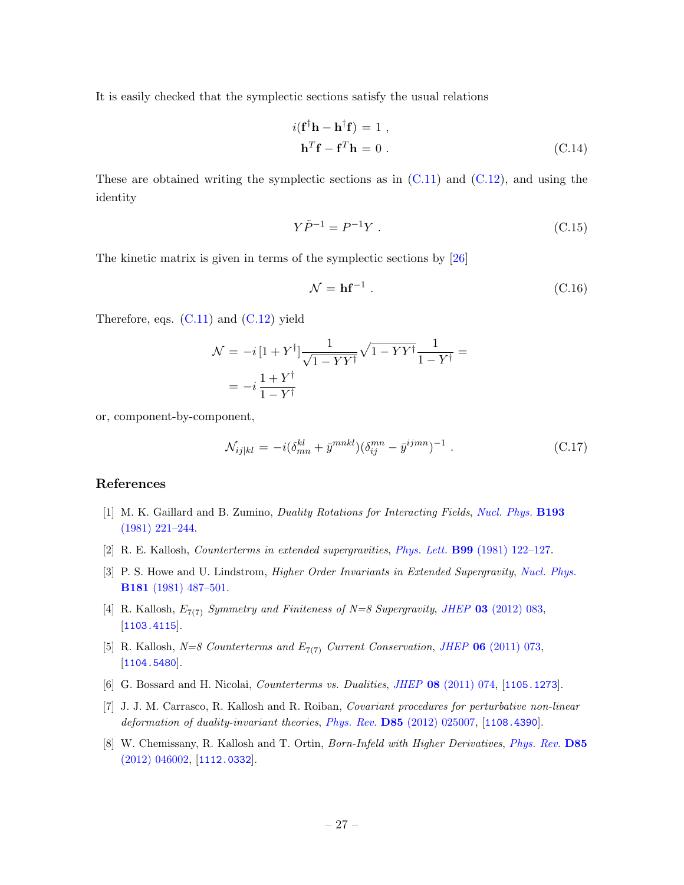It is easily checked that the symplectic sections satisfy the usual relations

$$
\begin{aligned}
i(\mathbf{f}^\dagger \mathbf{h} - \mathbf{h}^\dagger \mathbf{f}) &= 1 \ , \\
\mathbf{h}^T \mathbf{f} - \mathbf{f}^T \mathbf{h} &= 0 \ .
\end{aligned}
\tag{C.14}
$$

These are obtained writing the symplectic sections as in (C.11) and (C.12), and using the identity

$$
Y \tilde{P}^{-1} = P^{-1} Y \ . \tag{C.15}
$$

The kinetic matrix is given in terms of the symplectic sections by [26]

$$
\mathcal{N} = \mathbf{h} \mathbf{f}^{-1} \ . \tag{C.16}
$$

Therefore, eqs. (C.11) and (C.12) yield

$$
\begin{aligned}
\mathcal{N} &= -i \, [1 + Y^\dagger] \frac{1}{\sqrt{1 - Y Y^\dagger}} \sqrt{1 - Y Y^\dagger} \frac{1}{1 - Y^\dagger} = \\
&= -i \, \frac{1 + Y^\dagger}{1 - Y^\dagger}
\end{aligned}
$$

or, component-by-component,

$$
\mathcal{N}_{ij|kl} = -i (\delta^{kl}_{mn} + \bar{y}^{mnkl})(\delta^{mn}_{ij} - \bar{y}^{ijmn})^{-1} \ . \tag{C.17}
$$

## References

[1] M. K. Gaillard and B. Zumino, *Duality Rotations for Interacting Fields*, Nucl. Phys. **B193** (1981) 221–244.

[2] R. E. Kallosh, *Counterterms in extended supergravities*, Phys. Lett. **B99** (1981) 122–127.

[3] P. S. Howe and U. Lindstrom, *Higher Order Invariants in Extended Supergravity*, Nucl. Phys. **B181** (1981) 487–501.

[4] R. Kallosh, *$E_{7(7)}$ Symmetry and Finiteness of N=8 Supergravity*, JHEP **03** (2012) 083, [1103.4115].

[5] R. Kallosh, *N=8 Counterterms and $E_{7(7)}$ Current Conservation*, JHEP **06** (2011) 073, [1104.5480].

[6] G. Bossard and H. Nicolai, *Counterterms vs. Dualities*, JHEP **08** (2011) 074, [1105.1273].

[7] J. J. M. Carrasco, R. Kallosh and R. Roiban, *Covariant procedures for perturbative non-linear deformation of duality-invariant theories*, Phys. Rev. **D85** (2012) 025007, [1108.4390].

[8] W. Chemissany, R. Kallosh and T. Ortin, *Born-Infeld with Higher Derivatives*, Phys. Rev. **D85** (2012) 046002, [1112.0332].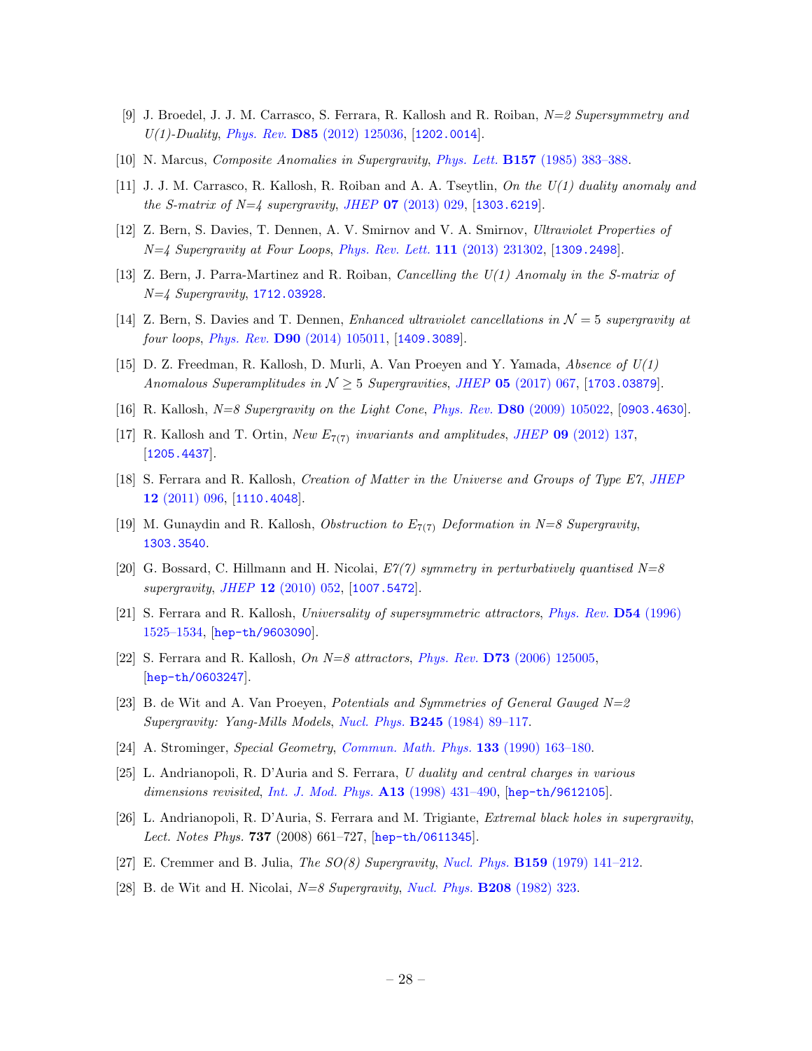[9] J. Broedel, J. J. M. Carrasco, S. Ferrara, R. Kallosh and R. Roiban, *N=2 Supersymmetry and U(1)-Duality*, *Phys. Rev.* **D85** (2012) 125036, [1202.0014].

[10] N. Marcus, *Composite Anomalies in Supergravity*, *Phys. Lett.* **B157** (1985) 383–388.

[11] J. J. M. Carrasco, R. Kallosh, R. Roiban and A. A. Tseytlin, *On the U(1) duality anomaly and the S-matrix of N=4 supergravity*, *JHEP* **07** (2013) 029, [1303.6219].

[12] Z. Bern, S. Davies, T. Dennen, A. V. Smirnov and V. A. Smirnov, *Ultraviolet Properties of N=4 Supergravity at Four Loops*, *Phys. Rev. Lett.* **111** (2013) 231302, [1309.2498].

[13] Z. Bern, J. Parra-Martinez and R. Roiban, *Cancelling the U(1) Anomaly in the S-matrix of N=4 Supergravity*, 1712.03928.

[14] Z. Bern, S. Davies and T. Dennen, *Enhanced ultraviolet cancellations in $\mathcal{N} = 5$ supergravity at four loops*, *Phys. Rev.* **D90** (2014) 105011, [1409.3089].

[15] D. Z. Freedman, R. Kallosh, D. Murli, A. Van Proeyen and Y. Yamada, *Absence of U(1) Anomalous Superamplitudes in $\mathcal{N} \geq 5$ Supergravities*, *JHEP* **05** (2017) 067, [1703.03879].

[16] R. Kallosh, *N=8 Supergravity on the Light Cone*, *Phys. Rev.* **D80** (2009) 105022, [0903.4630].

[17] R. Kallosh and T. Ortin, *New $E_{7(7)}$ invariants and amplitudes*, *JHEP* **09** (2012) 137, [1205.4437].

[18] S. Ferrara and R. Kallosh, *Creation of Matter in the Universe and Groups of Type E7*, *JHEP* **12** (2011) 096, [1110.4048].

[19] M. Gunaydin and R. Kallosh, *Obstruction to $E_{7(7)}$ Deformation in N=8 Supergravity*, 1303.3540.

[20] G. Bossard, C. Hillmann and H. Nicolai, *E7(7) symmetry in perturbatively quantised N=8 supergravity*, *JHEP* **12** (2010) 052, [1007.5472].

[21] S. Ferrara and R. Kallosh, *Universality of supersymmetric attractors*, *Phys. Rev.* **D54** (1996) 1525–1534, [hep-th/9603090].

[22] S. Ferrara and R. Kallosh, *On N=8 attractors*, *Phys. Rev.* **D73** (2006) 125005, [hep-th/0603247].

[23] B. de Wit and A. Van Proeyen, *Potentials and Symmetries of General Gauged N=2 Supergravity: Yang-Mills Models*, *Nucl. Phys.* **B245** (1984) 89–117.

[24] A. Strominger, *Special Geometry*, *Commun. Math. Phys.* **133** (1990) 163–180.

[25] L. Andrianopoli, R. D'Auria and S. Ferrara, *U duality and central charges in various dimensions revisited*, *Int. J. Mod. Phys.* **A13** (1998) 431–490, [hep-th/9612105].

[26] L. Andrianopoli, R. D'Auria, S. Ferrara and M. Trigiante, *Extremal black holes in supergravity*, *Lect. Notes Phys.* **737** (2008) 661–727, [hep-th/0611345].

[27] E. Cremmer and B. Julia, *The SO(8) Supergravity*, *Nucl. Phys.* **B159** (1979) 141–212.

[28] B. de Wit and H. Nicolai, *N=8 Supergravity*, *Nucl. Phys.* **B208** (1982) 323.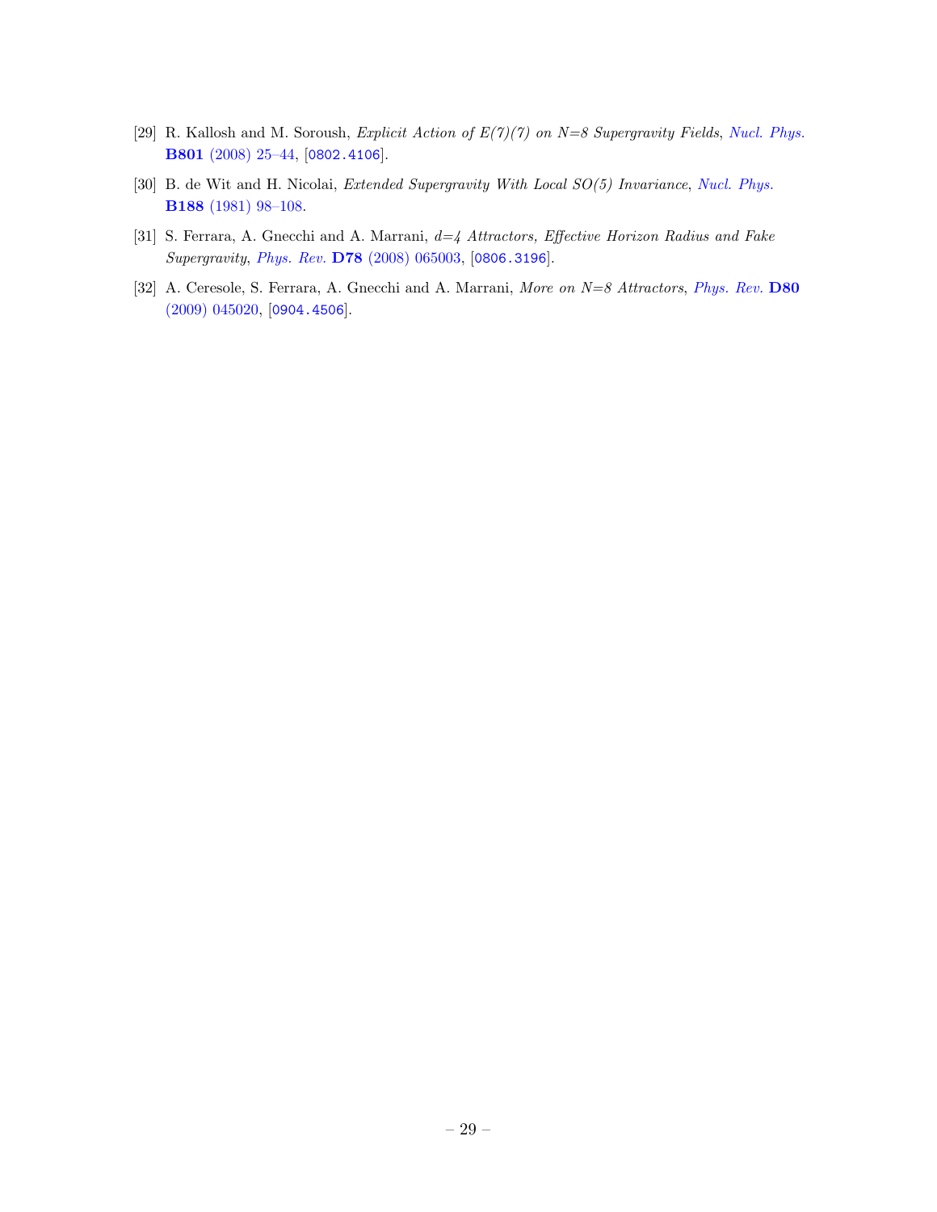[29] R. Kallosh and M. Soroush, *Explicit Action of E(7)(7) on N=8 Supergravity Fields*, Nucl. Phys. **B801** (2008) 25–44, [0802.4106].

[30] B. de Wit and H. Nicolai, *Extended Supergravity With Local SO(5) Invariance*, Nucl. Phys. **B188** (1981) 98–108.

[31] S. Ferrara, A. Gnecchi and A. Marrani, *d=4 Attractors, Effective Horizon Radius and Fake Supergravity*, Phys. Rev. **D78** (2008) 065003, [0806.3196].

[32] A. Ceresole, S. Ferrara, A. Gnecchi and A. Marrani, *More on N=8 Attractors*, Phys. Rev. **D80** (2009) 045020, [0904.4506].